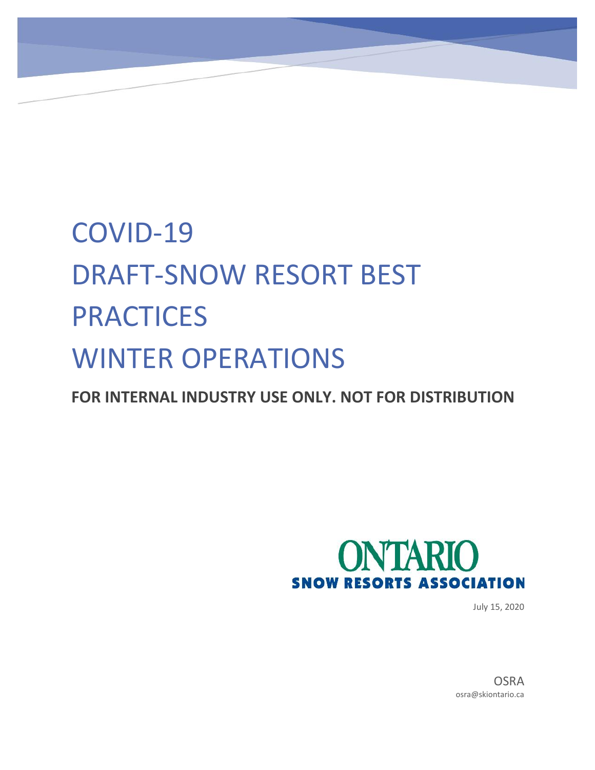# COVID-19
# DRAFT-SNOW RESORT BEST PRACTICES
# WINTER OPERATIONS

**FOR INTERNAL INDUSTRY USE ONLY. NOT FOR DISTRIBUTION**

ONTARIO
SNOW RESORTS ASSOCIATION

July 15, 2020

OSRA
osra@skiontario.ca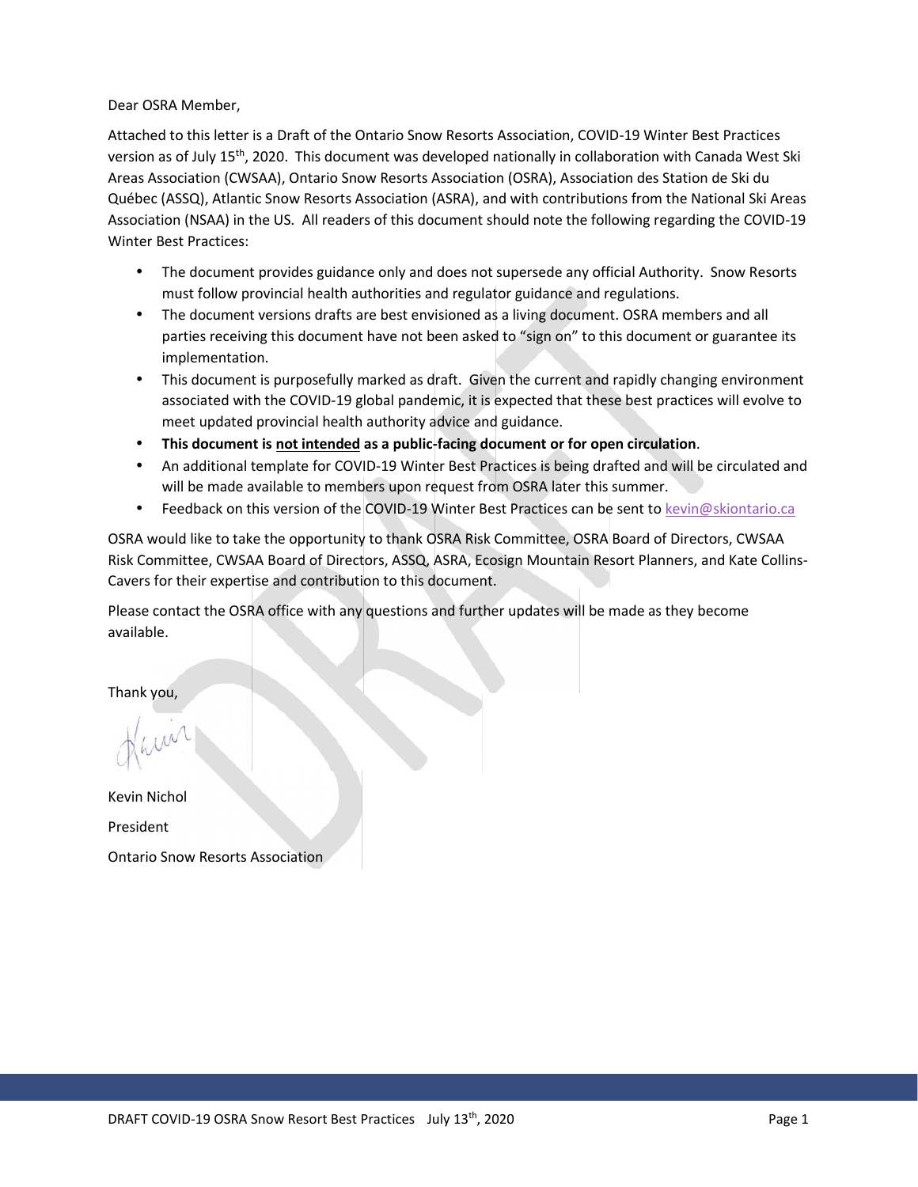Dear OSRA Member,

Attached to this letter is a Draft of the Ontario Snow Resorts Association, COVID-19 Winter Best Practices version as of July 15th, 2020. This document was developed nationally in collaboration with Canada West Ski Areas Association (CWSAA), Ontario Snow Resorts Association (OSRA), Association des Station de Ski du Québec (ASSQ), Atlantic Snow Resorts Association (ASRA), and with contributions from the National Ski Areas Association (NSAA) in the US. All readers of this document should note the following regarding the COVID-19 Winter Best Practices:

- The document provides guidance only and does not supersede any official Authority. Snow Resorts must follow provincial health authorities and regulator guidance and regulations.
- The document versions drafts are best envisioned as a living document. OSRA members and all parties receiving this document have not been asked to "sign on" to this document or guarantee its implementation.
- This document is purposefully marked as draft. Given the current and rapidly changing environment associated with the COVID-19 global pandemic, it is expected that these best practices will evolve to meet updated provincial health authority advice and guidance.
- **This document is <u>not intended</u> as a public-facing document or for open circulation**.
- An additional template for COVID-19 Winter Best Practices is being drafted and will be circulated and will be made available to members upon request from OSRA later this summer.
- Feedback on this version of the COVID-19 Winter Best Practices can be sent to kevin@skiontario.ca

OSRA would like to take the opportunity to thank OSRA Risk Committee, OSRA Board of Directors, CWSAA Risk Committee, CWSAA Board of Directors, ASSQ, ASRA, Ecosign Mountain Resort Planners, and Kate Collins-Cavers for their expertise and contribution to this document.

Please contact the OSRA office with any questions and further updates will be made as they become available.

Thank you,

Kevin

Kevin Nichol

President

Ontario Snow Resorts Association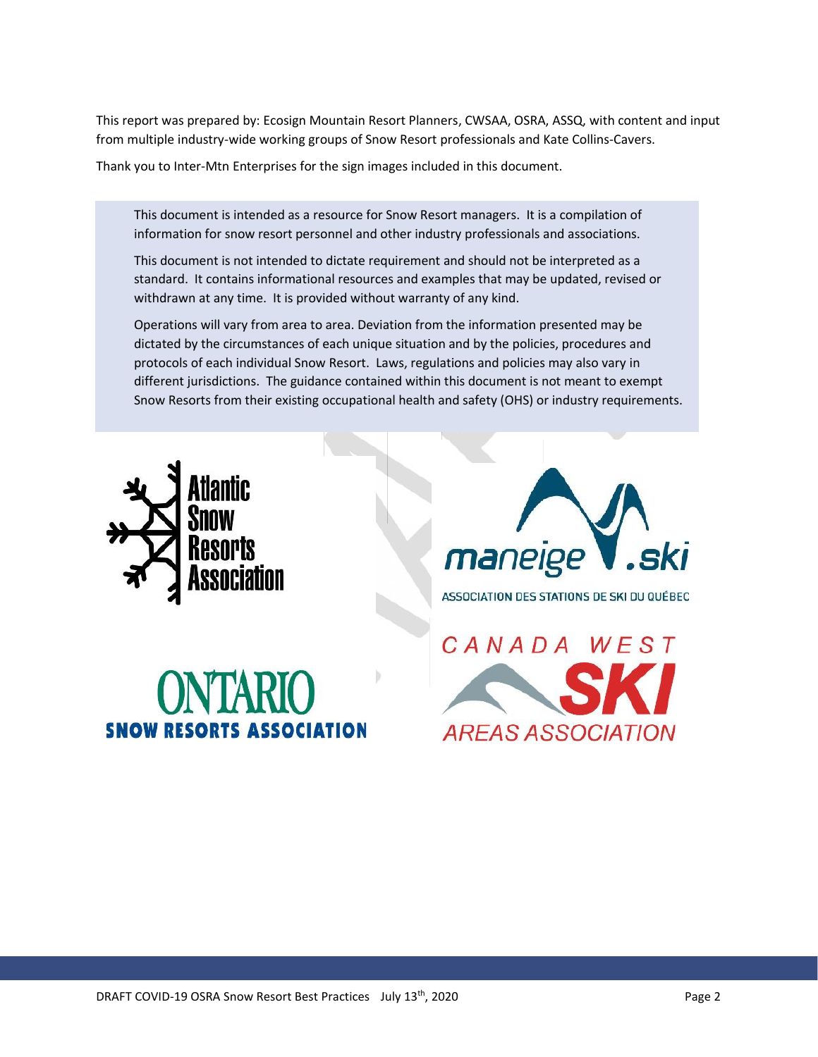This report was prepared by: Ecosign Mountain Resort Planners, CWSAA, OSRA, ASSQ, with content and input from multiple industry-wide working groups of Snow Resort professionals and Kate Collins-Cavers.

Thank you to Inter-Mtn Enterprises for the sign images included in this document.

> This document is intended as a resource for Snow Resort managers. It is a compilation of information for snow resort personnel and other industry professionals and associations.
>
> This document is not intended to dictate requirement and should not be interpreted as a standard. It contains informational resources and examples that may be updated, revised or withdrawn at any time. It is provided without warranty of any kind.
>
> Operations will vary from area to area. Deviation from the information presented may be dictated by the circumstances of each unique situation and by the policies, procedures and protocols of each individual Snow Resort. Laws, regulations and policies may also vary in different jurisdictions. The guidance contained within this document is not meant to exempt Snow Resorts from their existing occupational health and safety (OHS) or industry requirements.

Atlantic Snow Resorts Association

maneige.ski
ASSOCIATION DES STATIONS DE SKI DU QUÉBEC

ONTARIO SNOW RESORTS ASSOCIATION

CANADA WEST SKI AREAS ASSOCIATION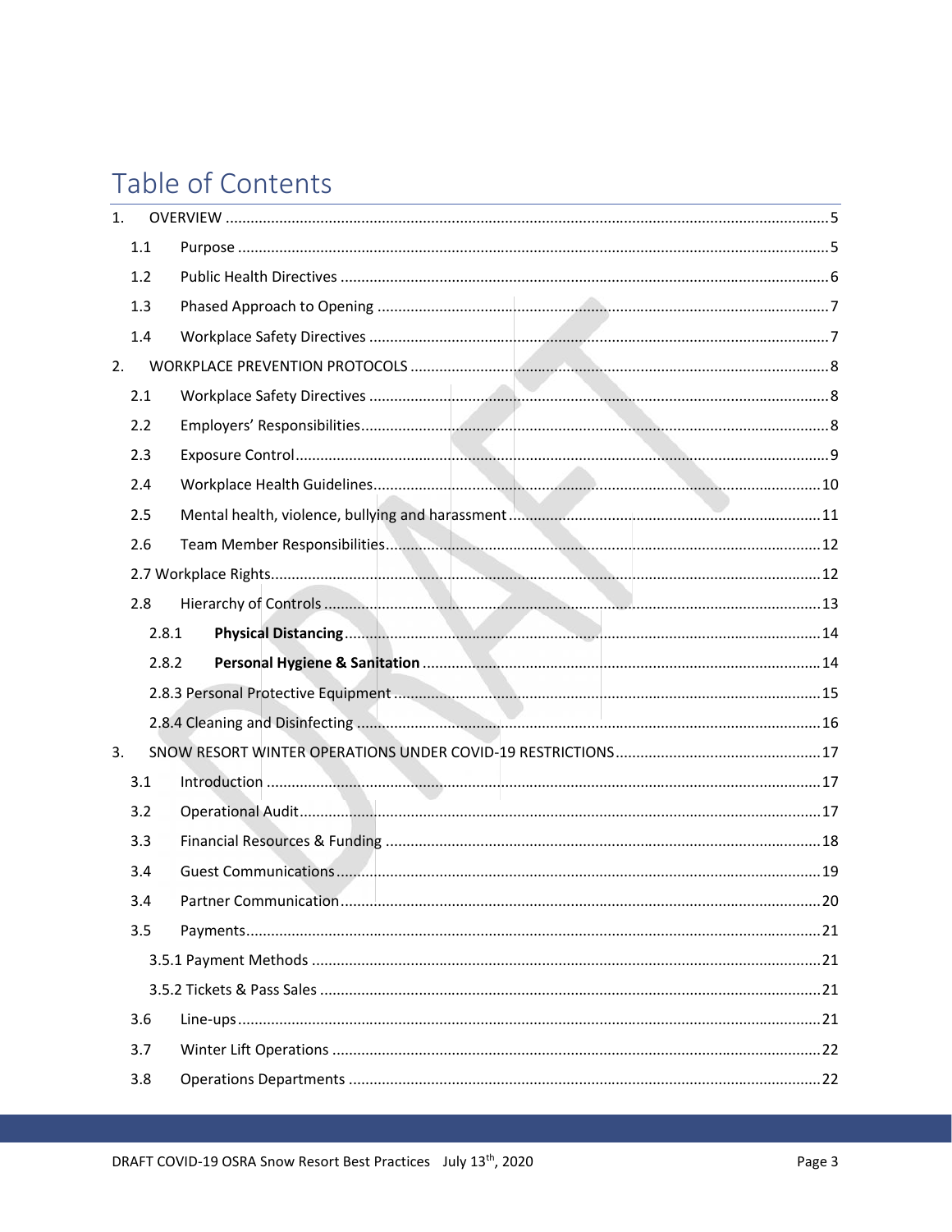# Table of Contents

1. OVERVIEW ..... 5
   - 1.1 Purpose ..... 5
   - 1.2 Public Health Directives ..... 6
   - 1.3 Phased Approach to Opening ..... 7
   - 1.4 Workplace Safety Directives ..... 7
2. WORKPLACE PREVENTION PROTOCOLS ..... 8
   - 2.1 Workplace Safety Directives ..... 8
   - 2.2 Employers' Responsibilities ..... 8
   - 2.3 Exposure Control ..... 9
   - 2.4 Workplace Health Guidelines ..... 10
   - 2.5 Mental health, violence, bullying and harassment ..... 11
   - 2.6 Team Member Responsibilities ..... 12
   - 2.7 Workplace Rights ..... 12
   - 2.8 Hierarchy of Controls ..... 13
     - 2.8.1 **Physical Distancing** ..... 14
     - 2.8.2 **Personal Hygiene & Sanitation** ..... 14
     - 2.8.3 Personal Protective Equipment ..... 15
     - 2.8.4 Cleaning and Disinfecting ..... 16
3. SNOW RESORT WINTER OPERATIONS UNDER COVID-19 RESTRICTIONS ..... 17
   - 3.1 Introduction ..... 17
   - 3.2 Operational Audit ..... 17
   - 3.3 Financial Resources & Funding ..... 18
   - 3.4 Guest Communications ..... 19
   - 3.4 Partner Communication ..... 20
   - 3.5 Payments ..... 21
     - 3.5.1 Payment Methods ..... 21
     - 3.5.2 Tickets & Pass Sales ..... 21
   - 3.6 Line-ups ..... 21
   - 3.7 Winter Lift Operations ..... 22
   - 3.8 Operations Departments ..... 22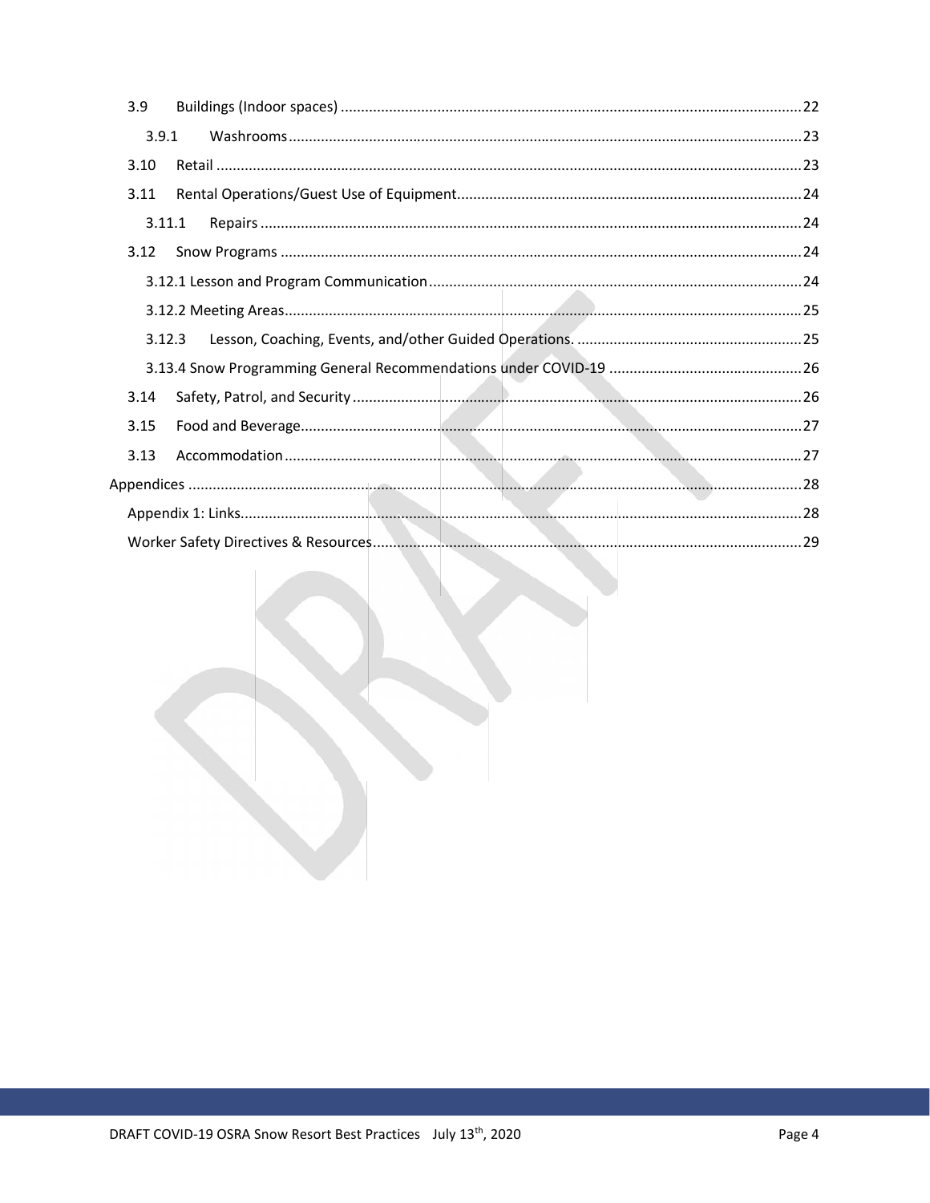3.9 Buildings (Indoor spaces) ........ 22

3.9.1 Washrooms ........ 23

3.10 Retail ........ 23

3.11 Rental Operations/Guest Use of Equipment ........ 24

3.11.1 Repairs ........ 24

3.12 Snow Programs ........ 24

3.12.1 Lesson and Program Communication ........ 24

3.12.2 Meeting Areas ........ 25

3.12.3 Lesson, Coaching, Events, and/other Guided Operations. ........ 25

3.13.4 Snow Programming General Recommendations under COVID-19 ........ 26

3.14 Safety, Patrol, and Security ........ 26

3.15 Food and Beverage ........ 27

3.13 Accommodation ........ 27

Appendices ........ 28

Appendix 1: Links ........ 28

Worker Safety Directives & Resources ........ 29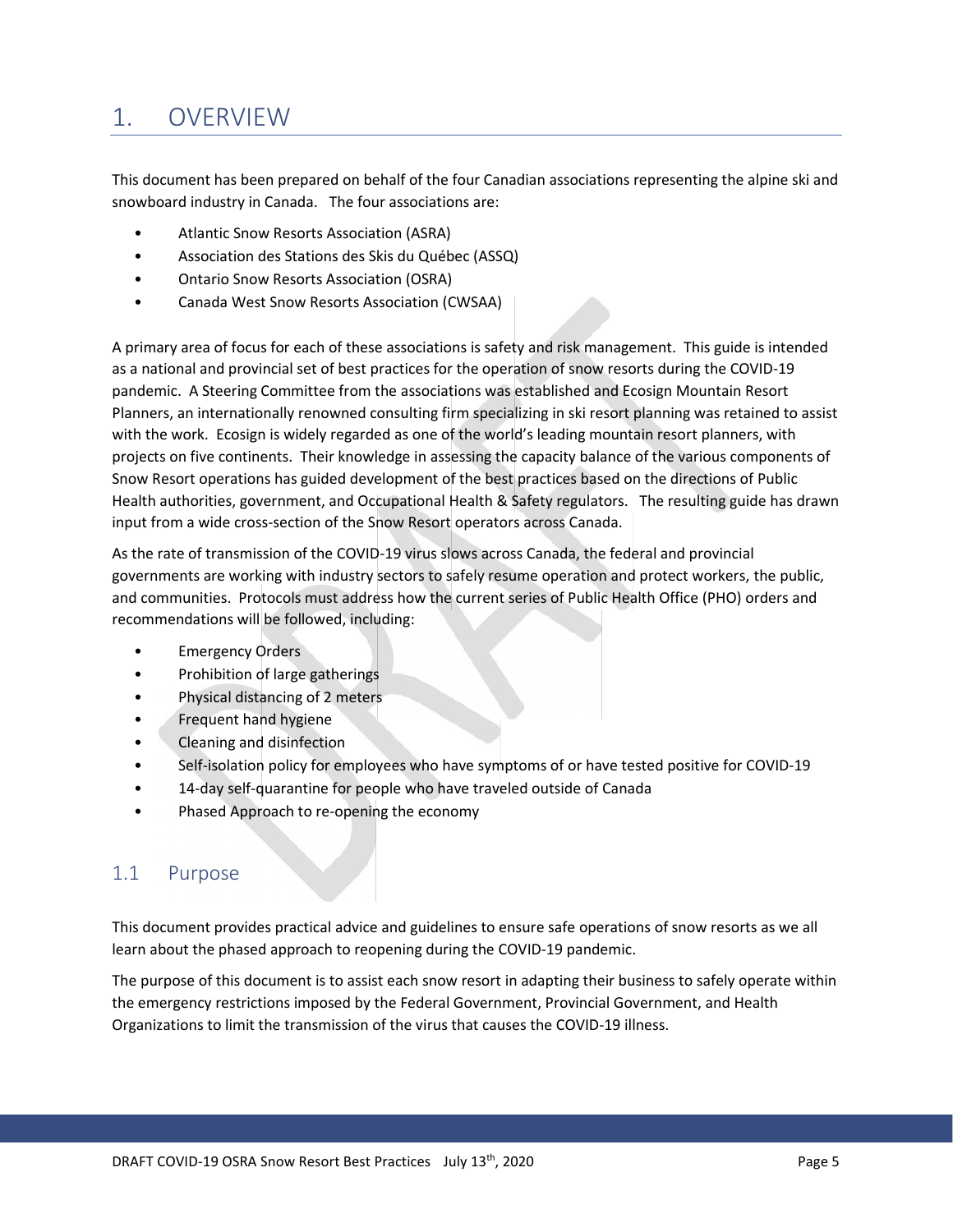# 1. OVERVIEW

This document has been prepared on behalf of the four Canadian associations representing the alpine ski and snowboard industry in Canada. The four associations are:

- Atlantic Snow Resorts Association (ASRA)
- Association des Stations des Skis du Québec (ASSQ)
- Ontario Snow Resorts Association (OSRA)
- Canada West Snow Resorts Association (CWSAA)

A primary area of focus for each of these associations is safety and risk management. This guide is intended as a national and provincial set of best practices for the operation of snow resorts during the COVID-19 pandemic. A Steering Committee from the associations was established and Ecosign Mountain Resort Planners, an internationally renowned consulting firm specializing in ski resort planning was retained to assist with the work. Ecosign is widely regarded as one of the world's leading mountain resort planners, with projects on five continents. Their knowledge in assessing the capacity balance of the various components of Snow Resort operations has guided development of the best practices based on the directions of Public Health authorities, government, and Occupational Health & Safety regulators. The resulting guide has drawn input from a wide cross-section of the Snow Resort operators across Canada.

As the rate of transmission of the COVID-19 virus slows across Canada, the federal and provincial governments are working with industry sectors to safely resume operation and protect workers, the public, and communities. Protocols must address how the current series of Public Health Office (PHO) orders and recommendations will be followed, including:

- Emergency Orders
- Prohibition of large gatherings
- Physical distancing of 2 meters
- Frequent hand hygiene
- Cleaning and disinfection
- Self-isolation policy for employees who have symptoms of or have tested positive for COVID-19
- 14-day self-quarantine for people who have traveled outside of Canada
- Phased Approach to re-opening the economy

## 1.1 Purpose

This document provides practical advice and guidelines to ensure safe operations of snow resorts as we all learn about the phased approach to reopening during the COVID-19 pandemic.

The purpose of this document is to assist each snow resort in adapting their business to safely operate within the emergency restrictions imposed by the Federal Government, Provincial Government, and Health Organizations to limit the transmission of the virus that causes the COVID-19 illness.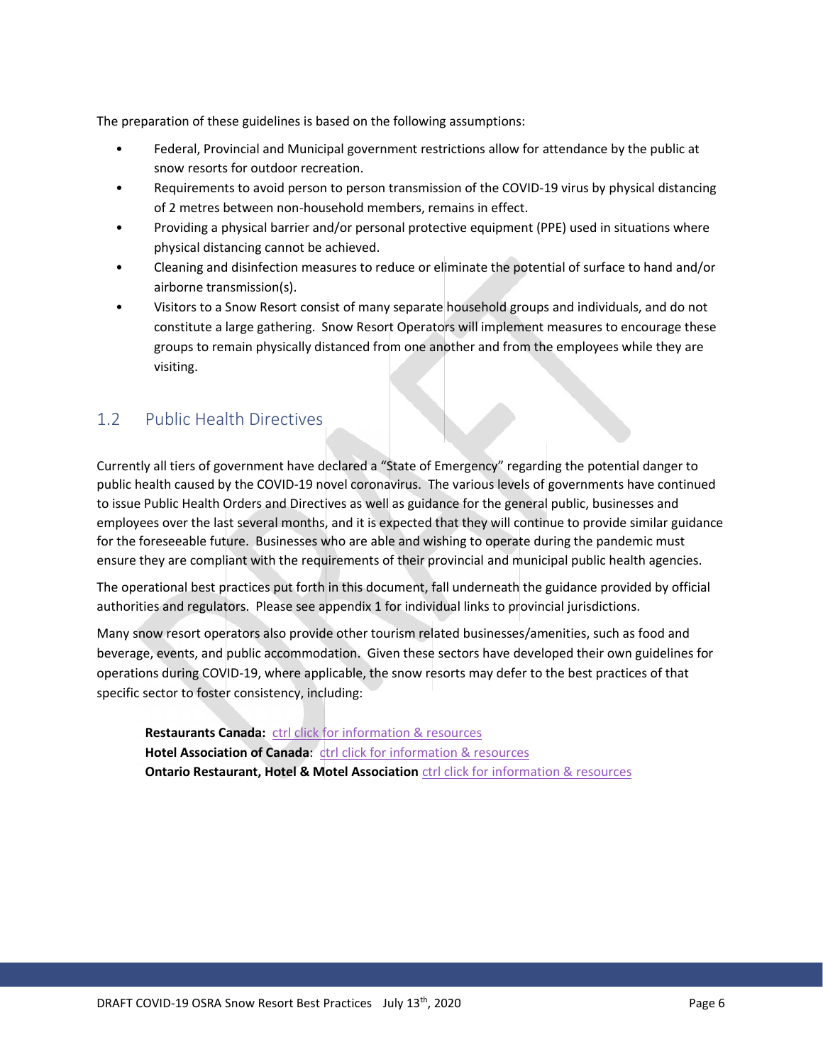The preparation of these guidelines is based on the following assumptions:

- Federal, Provincial and Municipal government restrictions allow for attendance by the public at snow resorts for outdoor recreation.
- Requirements to avoid person to person transmission of the COVID-19 virus by physical distancing of 2 metres between non-household members, remains in effect.
- Providing a physical barrier and/or personal protective equipment (PPE) used in situations where physical distancing cannot be achieved.
- Cleaning and disinfection measures to reduce or eliminate the potential of surface to hand and/or airborne transmission(s).
- Visitors to a Snow Resort consist of many separate household groups and individuals, and do not constitute a large gathering. Snow Resort Operators will implement measures to encourage these groups to remain physically distanced from one another and from the employees while they are visiting.

## 1.2 Public Health Directives

Currently all tiers of government have declared a "State of Emergency" regarding the potential danger to public health caused by the COVID-19 novel coronavirus. The various levels of governments have continued to issue Public Health Orders and Directives as well as guidance for the general public, businesses and employees over the last several months, and it is expected that they will continue to provide similar guidance for the foreseeable future. Businesses who are able and wishing to operate during the pandemic must ensure they are compliant with the requirements of their provincial and municipal public health agencies.

The operational best practices put forth in this document, fall underneath the guidance provided by official authorities and regulators. Please see appendix 1 for individual links to provincial jurisdictions.

Many snow resort operators also provide other tourism related businesses/amenities, such as food and beverage, events, and public accommodation. Given these sectors have developed their own guidelines for operations during COVID-19, where applicable, the snow resorts may defer to the best practices of that specific sector to foster consistency, including:

**Restaurants Canada:** ctrl click for information & resources
**Hotel Association of Canada**: ctrl click for information & resources
**Ontario Restaurant, Hotel & Motel Association** ctrl click for information & resources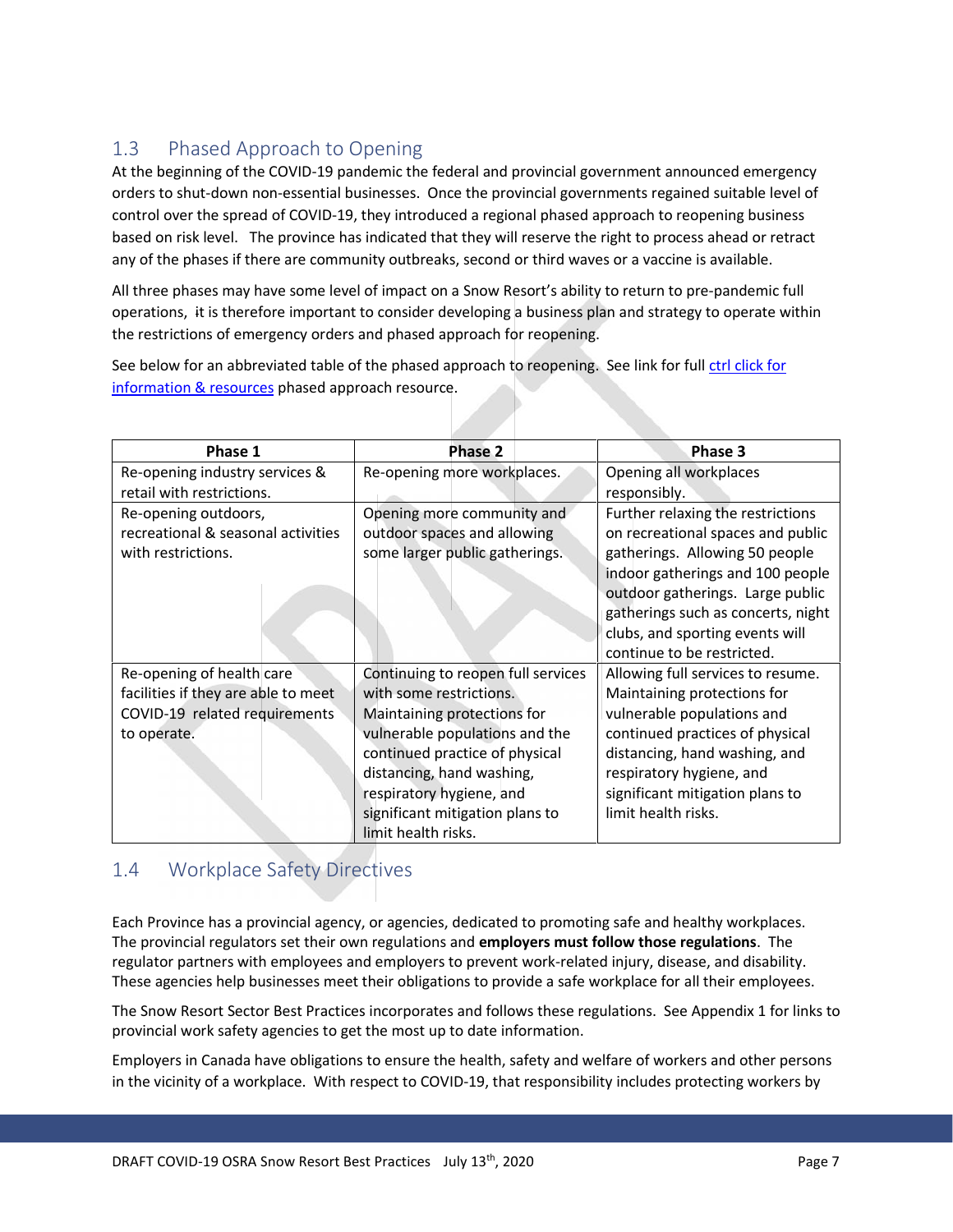## 1.3 Phased Approach to Opening

At the beginning of the COVID-19 pandemic the federal and provincial government announced emergency orders to shut-down non-essential businesses. Once the provincial governments regained suitable level of control over the spread of COVID-19, they introduced a regional phased approach to reopening business based on risk level. The province has indicated that they will reserve the right to process ahead or retract any of the phases if there are community outbreaks, second or third waves or a vaccine is available.

All three phases may have some level of impact on a Snow Resort's ability to return to pre-pandemic full operations, it is therefore important to consider developing a business plan and strategy to operate within the restrictions of emergency orders and phased approach for reopening.

See below for an abbreviated table of the phased approach to reopening. See link for full [ctrl click for information & resources] phased approach resource.

| Phase 1 | Phase 2 | Phase 3 |
|---|---|---|
| Re-opening industry services & retail with restrictions. | Re-opening more workplaces. | Opening all workplaces responsibly. |
| Re-opening outdoors, recreational & seasonal activities with restrictions. | Opening more community and outdoor spaces and allowing some larger public gatherings. | Further relaxing the restrictions on recreational spaces and public gatherings. Allowing 50 people indoor gatherings and 100 people outdoor gatherings. Large public gatherings such as concerts, night clubs, and sporting events will continue to be restricted. |
| Re-opening of health care facilities if they are able to meet COVID-19 related requirements to operate. | Continuing to reopen full services with some restrictions. Maintaining protections for vulnerable populations and the continued practice of physical distancing, hand washing, respiratory hygiene, and significant mitigation plans to limit health risks. | Allowing full services to resume. Maintaining protections for vulnerable populations and continued practices of physical distancing, hand washing, and respiratory hygiene, and significant mitigation plans to limit health risks. |

## 1.4 Workplace Safety Directives

Each Province has a provincial agency, or agencies, dedicated to promoting safe and healthy workplaces. The provincial regulators set their own regulations and **employers must follow those regulations**. The regulator partners with employees and employers to prevent work-related injury, disease, and disability. These agencies help businesses meet their obligations to provide a safe workplace for all their employees.

The Snow Resort Sector Best Practices incorporates and follows these regulations. See Appendix 1 for links to provincial work safety agencies to get the most up to date information.

Employers in Canada have obligations to ensure the health, safety and welfare of workers and other persons in the vicinity of a workplace. With respect to COVID-19, that responsibility includes protecting workers by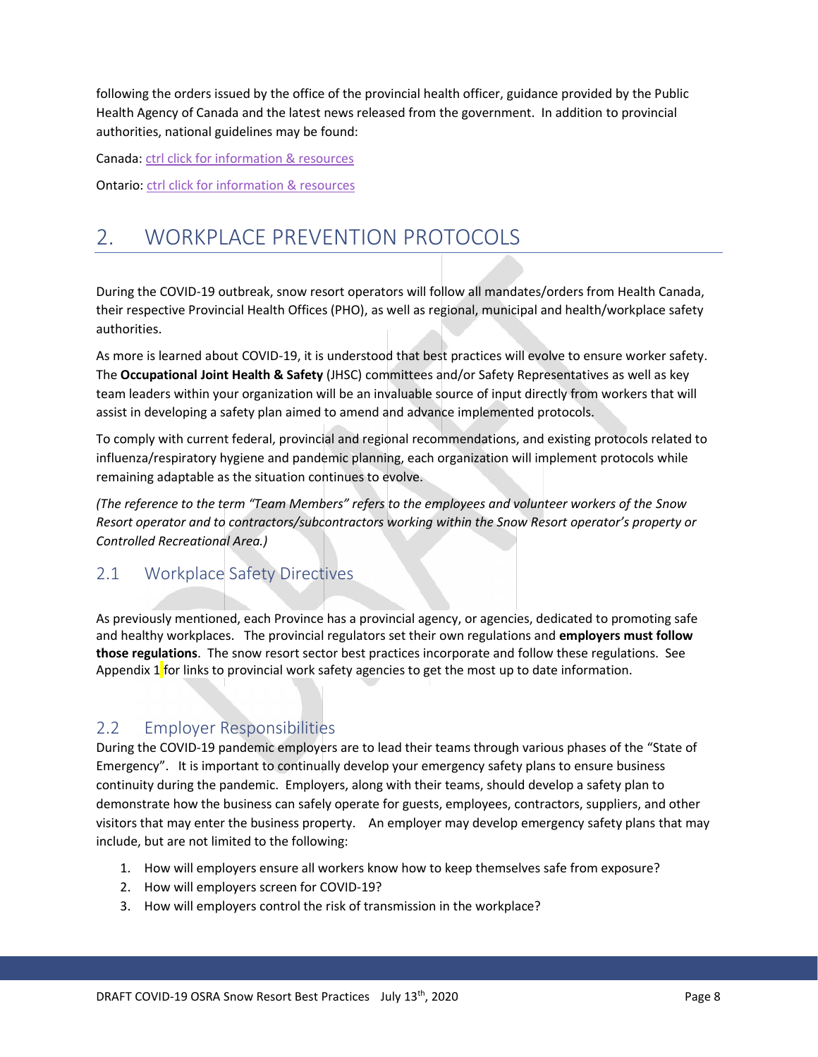following the orders issued by the office of the provincial health officer, guidance provided by the Public Health Agency of Canada and the latest news released from the government. In addition to provincial authorities, national guidelines may be found:

Canada: ctrl click for information & resources

Ontario: ctrl click for information & resources

# 2. WORKPLACE PREVENTION PROTOCOLS

During the COVID-19 outbreak, snow resort operators will follow all mandates/orders from Health Canada, their respective Provincial Health Offices (PHO), as well as regional, municipal and health/workplace safety authorities.

As more is learned about COVID-19, it is understood that best practices will evolve to ensure worker safety. The **Occupational Joint Health & Safety** (JHSC) committees and/or Safety Representatives as well as key team leaders within your organization will be an invaluable source of input directly from workers that will assist in developing a safety plan aimed to amend and advance implemented protocols.

To comply with current federal, provincial and regional recommendations, and existing protocols related to influenza/respiratory hygiene and pandemic planning, each organization will implement protocols while remaining adaptable as the situation continues to evolve.

*(The reference to the term "Team Members" refers to the employees and volunteer workers of the Snow Resort operator and to contractors/subcontractors working within the Snow Resort operator's property or Controlled Recreational Area.)*

## 2.1 Workplace Safety Directives

As previously mentioned, each Province has a provincial agency, or agencies, dedicated to promoting safe and healthy workplaces. The provincial regulators set their own regulations and **employers must follow those regulations**. The snow resort sector best practices incorporate and follow these regulations. See Appendix 1 for links to provincial work safety agencies to get the most up to date information.

## 2.2 Employer Responsibilities

During the COVID-19 pandemic employers are to lead their teams through various phases of the "State of Emergency". It is important to continually develop your emergency safety plans to ensure business continuity during the pandemic. Employers, along with their teams, should develop a safety plan to demonstrate how the business can safely operate for guests, employees, contractors, suppliers, and other visitors that may enter the business property. An employer may develop emergency safety plans that may include, but are not limited to the following:

1. How will employers ensure all workers know how to keep themselves safe from exposure?
2. How will employers screen for COVID-19?
3. How will employers control the risk of transmission in the workplace?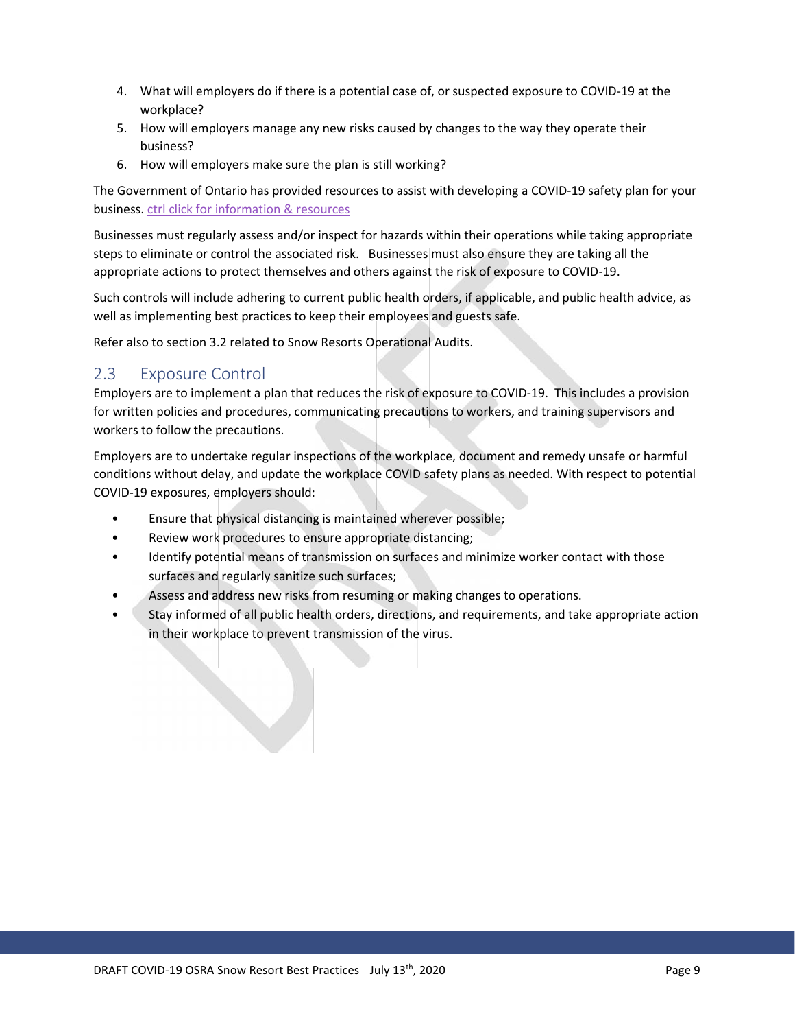4. What will employers do if there is a potential case of, or suspected exposure to COVID-19 at the workplace?
5. How will employers manage any new risks caused by changes to the way they operate their business?
6. How will employers make sure the plan is still working?

The Government of Ontario has provided resources to assist with developing a COVID-19 safety plan for your business. [ctrl click for information & resources]

Businesses must regularly assess and/or inspect for hazards within their operations while taking appropriate steps to eliminate or control the associated risk. Businesses must also ensure they are taking all the appropriate actions to protect themselves and others against the risk of exposure to COVID-19.

Such controls will include adhering to current public health orders, if applicable, and public health advice, as well as implementing best practices to keep their employees and guests safe.

Refer also to section 3.2 related to Snow Resorts Operational Audits.

## 2.3 Exposure Control

Employers are to implement a plan that reduces the risk of exposure to COVID-19. This includes a provision for written policies and procedures, communicating precautions to workers, and training supervisors and workers to follow the precautions.

Employers are to undertake regular inspections of the workplace, document and remedy unsafe or harmful conditions without delay, and update the workplace COVID safety plans as needed. With respect to potential COVID-19 exposures, employers should:

- Ensure that physical distancing is maintained wherever possible;
- Review work procedures to ensure appropriate distancing;
- Identify potential means of transmission on surfaces and minimize worker contact with those surfaces and regularly sanitize such surfaces;
- Assess and address new risks from resuming or making changes to operations.
- Stay informed of all public health orders, directions, and requirements, and take appropriate action in their workplace to prevent transmission of the virus.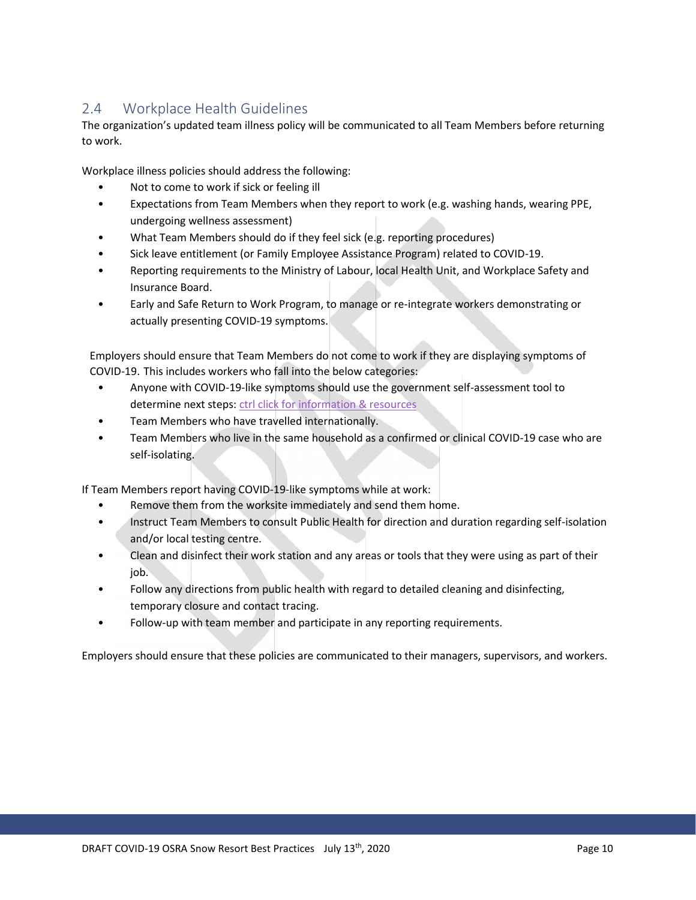## 2.4 Workplace Health Guidelines

The organization's updated team illness policy will be communicated to all Team Members before returning to work.

Workplace illness policies should address the following:

- Not to come to work if sick or feeling ill
- Expectations from Team Members when they report to work (e.g. washing hands, wearing PPE, undergoing wellness assessment)
- What Team Members should do if they feel sick (e.g. reporting procedures)
- Sick leave entitlement (or Family Employee Assistance Program) related to COVID-19.
- Reporting requirements to the Ministry of Labour, local Health Unit, and Workplace Safety and Insurance Board.
- Early and Safe Return to Work Program, to manage or re-integrate workers demonstrating or actually presenting COVID-19 symptoms.

Employers should ensure that Team Members do not come to work if they are displaying symptoms of COVID-19. This includes workers who fall into the below categories:

- Anyone with COVID-19-like symptoms should use the government self-assessment tool to determine next steps: ctrl click for information & resources
- Team Members who have travelled internationally.
- Team Members who live in the same household as a confirmed or clinical COVID-19 case who are self-isolating.

If Team Members report having COVID-19-like symptoms while at work:

- Remove them from the worksite immediately and send them home.
- Instruct Team Members to consult Public Health for direction and duration regarding self-isolation and/or local testing centre.
- Clean and disinfect their work station and any areas or tools that they were using as part of their job.
- Follow any directions from public health with regard to detailed cleaning and disinfecting, temporary closure and contact tracing.
- Follow-up with team member and participate in any reporting requirements.

Employers should ensure that these policies are communicated to their managers, supervisors, and workers.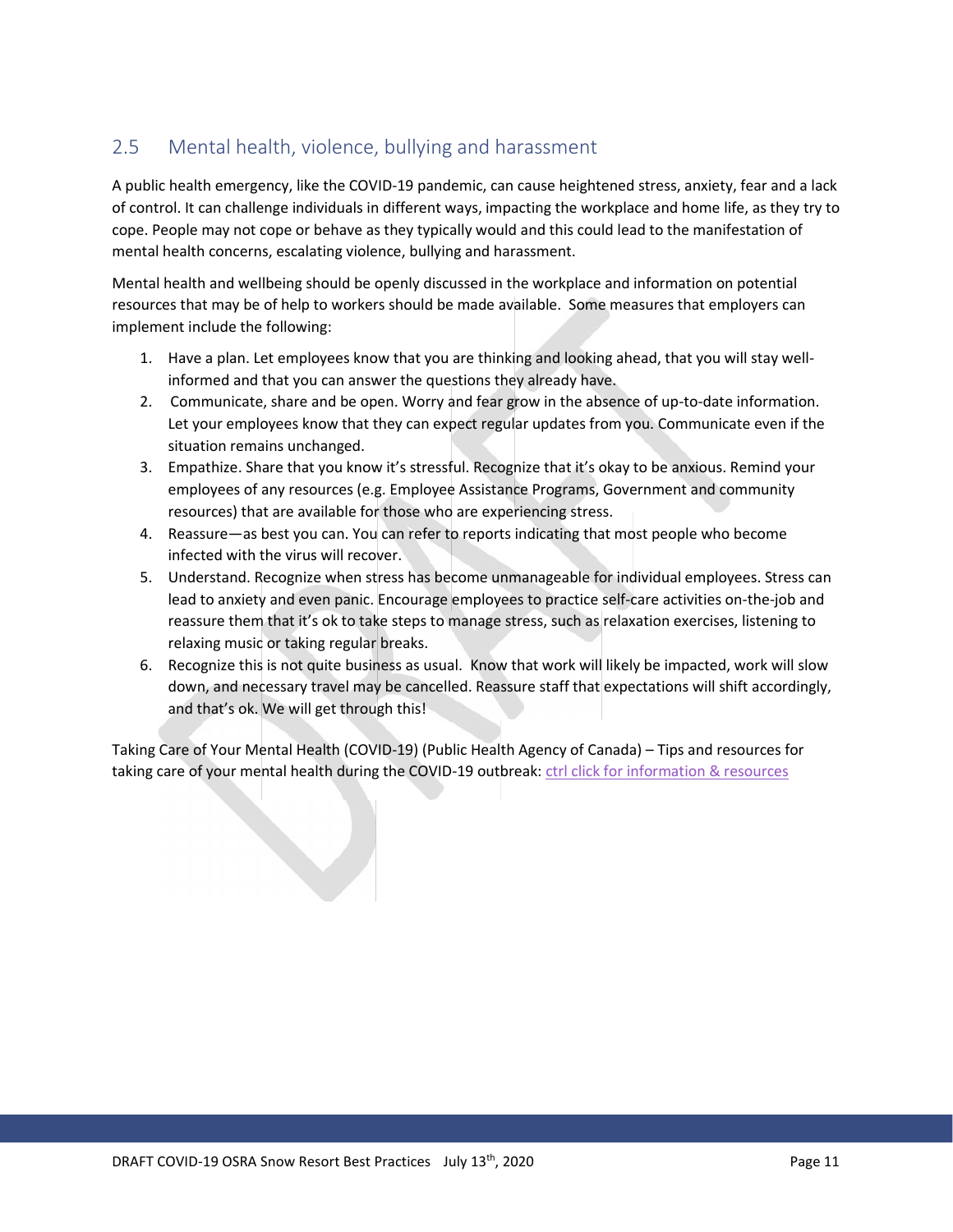## 2.5 Mental health, violence, bullying and harassment

A public health emergency, like the COVID-19 pandemic, can cause heightened stress, anxiety, fear and a lack of control. It can challenge individuals in different ways, impacting the workplace and home life, as they try to cope. People may not cope or behave as they typically would and this could lead to the manifestation of mental health concerns, escalating violence, bullying and harassment.

Mental health and wellbeing should be openly discussed in the workplace and information on potential resources that may be of help to workers should be made available. Some measures that employers can implement include the following:

1. Have a plan. Let employees know that you are thinking and looking ahead, that you will stay well-informed and that you can answer the questions they already have.
2. Communicate, share and be open. Worry and fear grow in the absence of up-to-date information. Let your employees know that they can expect regular updates from you. Communicate even if the situation remains unchanged.
3. Empathize. Share that you know it's stressful. Recognize that it's okay to be anxious. Remind your employees of any resources (e.g. Employee Assistance Programs, Government and community resources) that are available for those who are experiencing stress.
4. Reassure—as best you can. You can refer to reports indicating that most people who become infected with the virus will recover.
5. Understand. Recognize when stress has become unmanageable for individual employees. Stress can lead to anxiety and even panic. Encourage employees to practice self-care activities on-the-job and reassure them that it's ok to take steps to manage stress, such as relaxation exercises, listening to relaxing music or taking regular breaks.
6. Recognize this is not quite business as usual. Know that work will likely be impacted, work will slow down, and necessary travel may be cancelled. Reassure staff that expectations will shift accordingly, and that's ok. We will get through this!

Taking Care of Your Mental Health (COVID-19) (Public Health Agency of Canada) – Tips and resources for taking care of your mental health during the COVID-19 outbreak: ctrl click for information & resources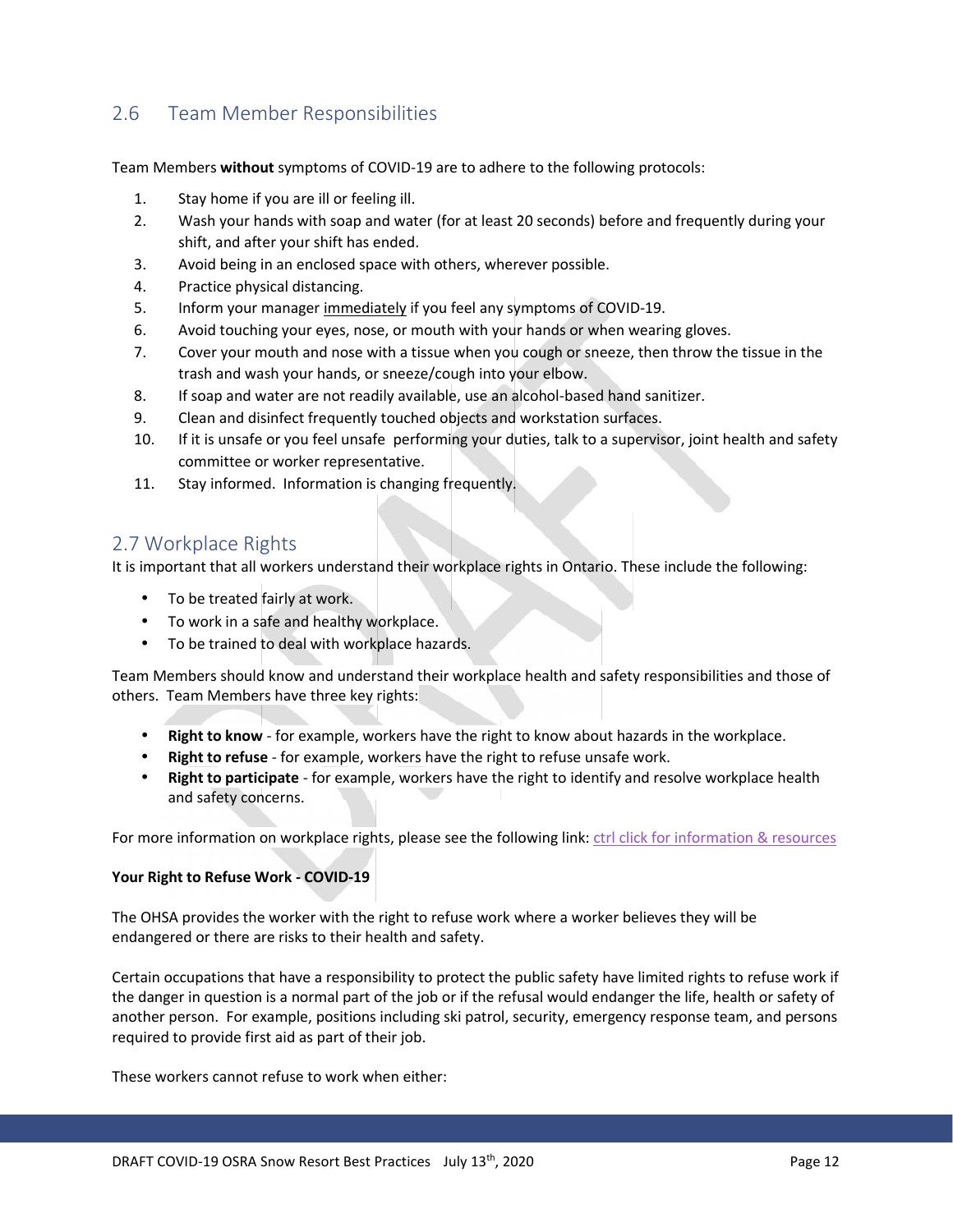## 2.6 Team Member Responsibilities

Team Members **without** symptoms of COVID-19 are to adhere to the following protocols:

1. Stay home if you are ill or feeling ill.
2. Wash your hands with soap and water (for at least 20 seconds) before and frequently during your shift, and after your shift has ended.
3. Avoid being in an enclosed space with others, wherever possible.
4. Practice physical distancing.
5. Inform your manager immediately if you feel any symptoms of COVID-19.
6. Avoid touching your eyes, nose, or mouth with your hands or when wearing gloves.
7. Cover your mouth and nose with a tissue when you cough or sneeze, then throw the tissue in the trash and wash your hands, or sneeze/cough into your elbow.
8. If soap and water are not readily available, use an alcohol-based hand sanitizer.
9. Clean and disinfect frequently touched objects and workstation surfaces.
10. If it is unsafe or you feel unsafe performing your duties, talk to a supervisor, joint health and safety committee or worker representative.
11. Stay informed. Information is changing frequently.

## 2.7 Workplace Rights

It is important that all workers understand their workplace rights in Ontario. These include the following:

- To be treated fairly at work.
- To work in a safe and healthy workplace.
- To be trained to deal with workplace hazards.

Team Members should know and understand their workplace health and safety responsibilities and those of others. Team Members have three key rights:

- **Right to know** - for example, workers have the right to know about hazards in the workplace.
- **Right to refuse** - for example, workers have the right to refuse unsafe work.
- **Right to participate** - for example, workers have the right to identify and resolve workplace health and safety concerns.

For more information on workplace rights, please see the following link: ctrl click for information & resources

**Your Right to Refuse Work - COVID-19**

The OHSA provides the worker with the right to refuse work where a worker believes they will be endangered or there are risks to their health and safety.

Certain occupations that have a responsibility to protect the public safety have limited rights to refuse work if the danger in question is a normal part of the job or if the refusal would endanger the life, health or safety of another person. For example, positions including ski patrol, security, emergency response team, and persons required to provide first aid as part of their job.

These workers cannot refuse to work when either: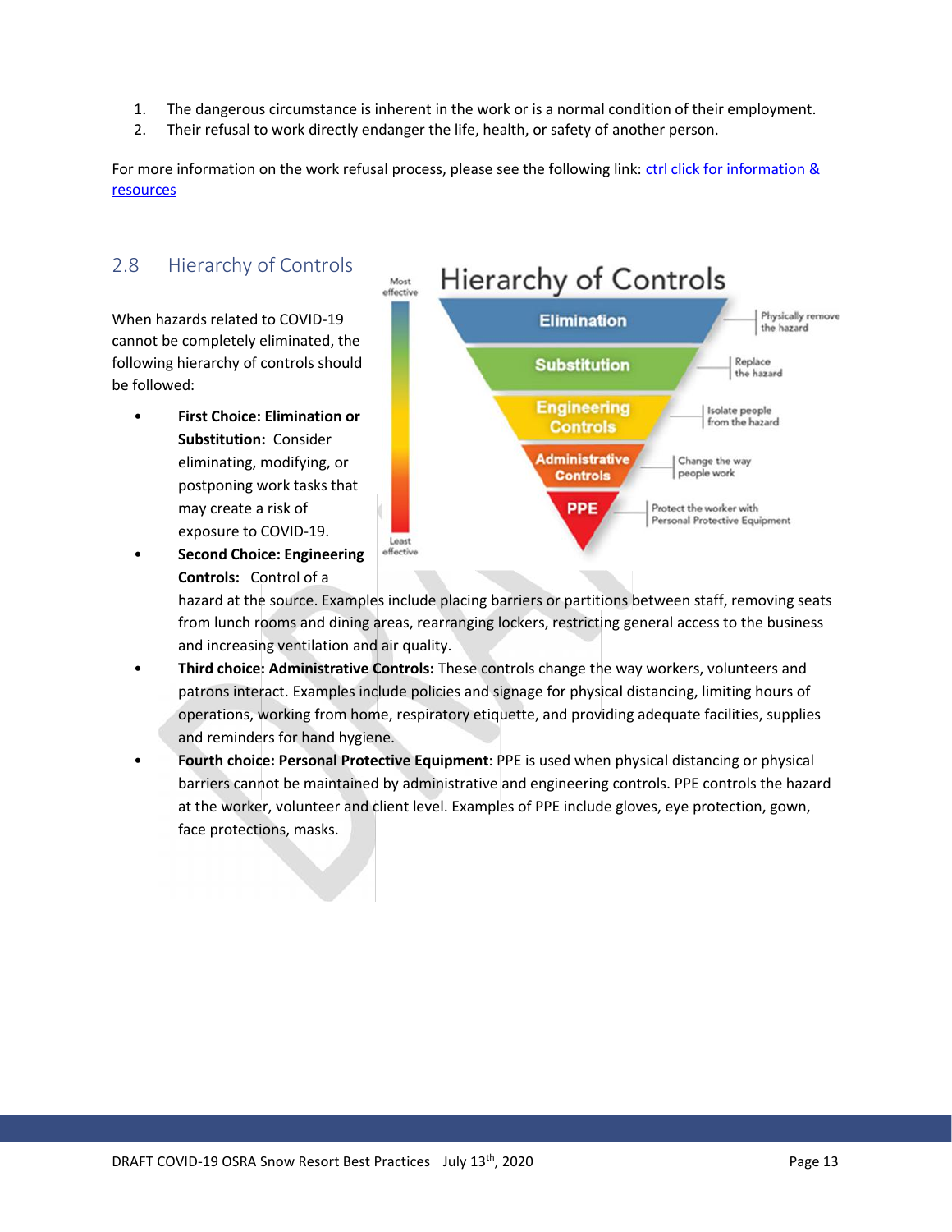1. The dangerous circumstance is inherent in the work or is a normal condition of their employment.
2. Their refusal to work directly endanger the life, health, or safety of another person.

For more information on the work refusal process, please see the following link: [ctrl click for information & resources]

## 2.8 Hierarchy of Controls

When hazards related to COVID-19 cannot be completely eliminated, the following hierarchy of controls should be followed:

- **First Choice: Elimination or Substitution:** Consider eliminating, modifying, or postponing work tasks that may create a risk of exposure to COVID-19.
- **Second Choice: Engineering Controls:** Control of a hazard at the source. Examples include placing barriers or partitions between staff, removing seats from lunch rooms and dining areas, rearranging lockers, restricting general access to the business and increasing ventilation and air quality.
- **Third choice: Administrative Controls:** These controls change the way workers, volunteers and patrons interact. Examples include policies and signage for physical distancing, limiting hours of operations, working from home, respiratory etiquette, and providing adequate facilities, supplies and reminders for hand hygiene.
- **Fourth choice: Personal Protective Equipment**: PPE is used when physical distancing or physical barriers cannot be maintained by administrative and engineering controls. PPE controls the hazard at the worker, volunteer and client level. Examples of PPE include gloves, eye protection, gown, face protections, masks.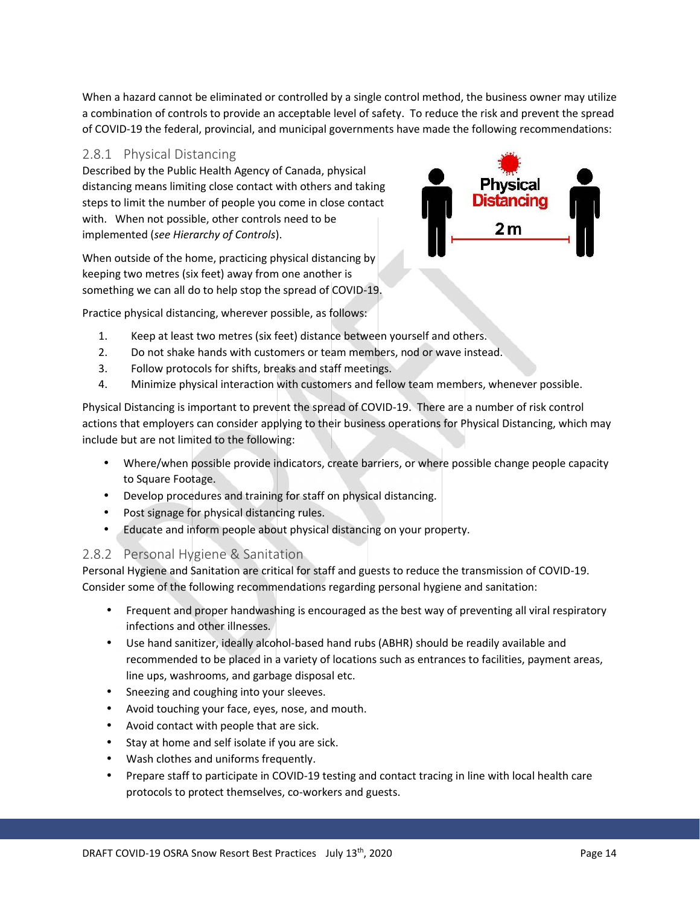When a hazard cannot be eliminated or controlled by a single control method, the business owner may utilize a combination of controls to provide an acceptable level of safety. To reduce the risk and prevent the spread of COVID-19 the federal, provincial, and municipal governments have made the following recommendations:

### 2.8.1 Physical Distancing

Described by the Public Health Agency of Canada, physical distancing means limiting close contact with others and taking steps to limit the number of people you come in close contact with. When not possible, other controls need to be implemented (*see Hierarchy of Controls*).

When outside of the home, practicing physical distancing by keeping two metres (six feet) away from one another is something we can all do to help stop the spread of COVID-19.

Practice physical distancing, wherever possible, as follows:

1. Keep at least two metres (six feet) distance between yourself and others.
2. Do not shake hands with customers or team members, nod or wave instead.
3. Follow protocols for shifts, breaks and staff meetings.
4. Minimize physical interaction with customers and fellow team members, whenever possible.

Physical Distancing is important to prevent the spread of COVID-19. There are a number of risk control actions that employers can consider applying to their business operations for Physical Distancing, which may include but are not limited to the following:

- Where/when possible provide indicators, create barriers, or where possible change people capacity to Square Footage.
- Develop procedures and training for staff on physical distancing.
- Post signage for physical distancing rules.
- Educate and inform people about physical distancing on your property.

### 2.8.2 Personal Hygiene & Sanitation

Personal Hygiene and Sanitation are critical for staff and guests to reduce the transmission of COVID-19. Consider some of the following recommendations regarding personal hygiene and sanitation:

- Frequent and proper handwashing is encouraged as the best way of preventing all viral respiratory infections and other illnesses.
- Use hand sanitizer, ideally alcohol-based hand rubs (ABHR) should be readily available and recommended to be placed in a variety of locations such as entrances to facilities, payment areas, line ups, washrooms, and garbage disposal etc.
- Sneezing and coughing into your sleeves.
- Avoid touching your face, eyes, nose, and mouth.
- Avoid contact with people that are sick.
- Stay at home and self isolate if you are sick.
- Wash clothes and uniforms frequently.
- Prepare staff to participate in COVID-19 testing and contact tracing in line with local health care protocols to protect themselves, co-workers and guests.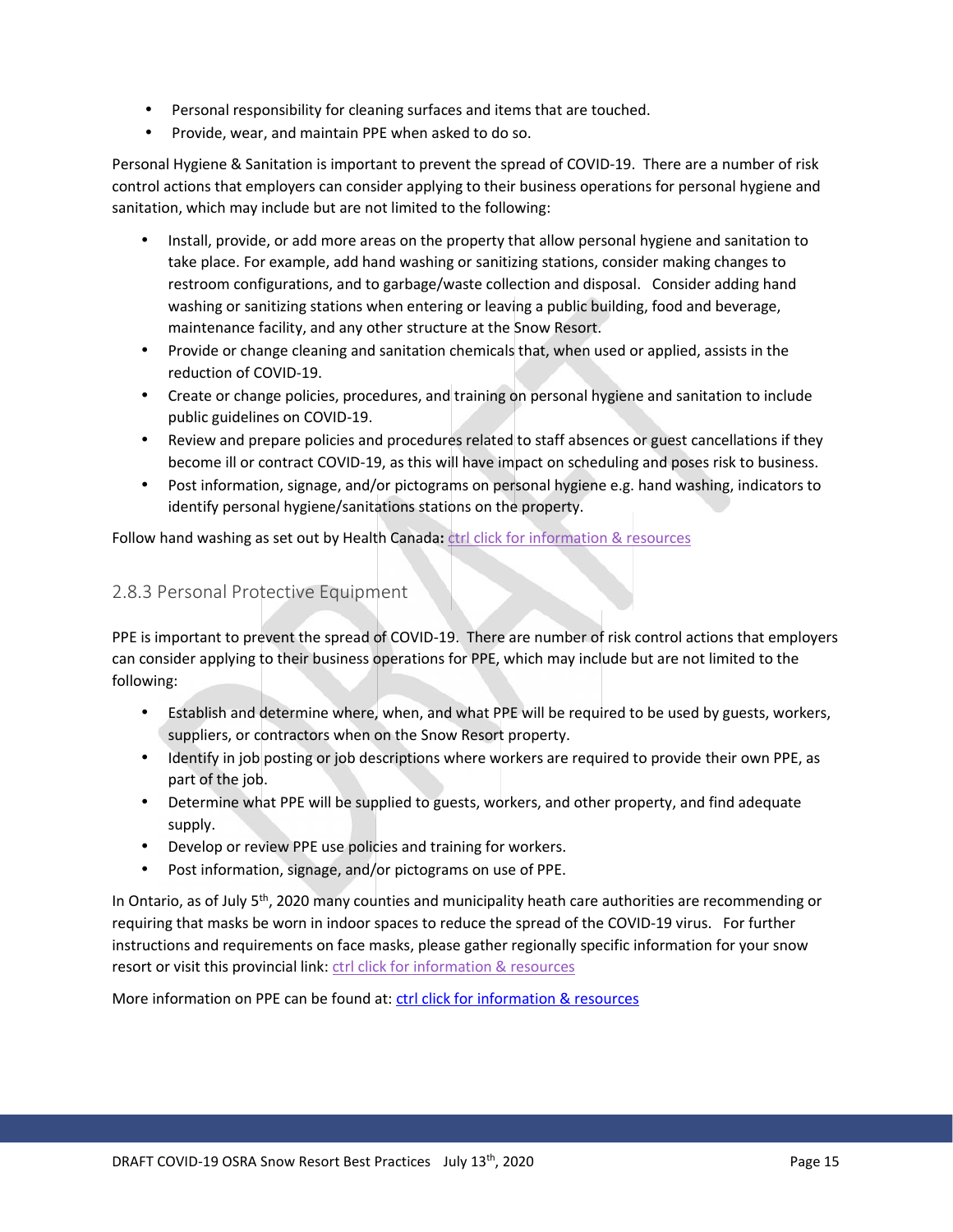- Personal responsibility for cleaning surfaces and items that are touched.
- Provide, wear, and maintain PPE when asked to do so.

Personal Hygiene & Sanitation is important to prevent the spread of COVID-19. There are a number of risk control actions that employers can consider applying to their business operations for personal hygiene and sanitation, which may include but are not limited to the following:

- Install, provide, or add more areas on the property that allow personal hygiene and sanitation to take place. For example, add hand washing or sanitizing stations, consider making changes to restroom configurations, and to garbage/waste collection and disposal. Consider adding hand washing or sanitizing stations when entering or leaving a public building, food and beverage, maintenance facility, and any other structure at the Snow Resort.
- Provide or change cleaning and sanitation chemicals that, when used or applied, assists in the reduction of COVID-19.
- Create or change policies, procedures, and training on personal hygiene and sanitation to include public guidelines on COVID-19.
- Review and prepare policies and procedures related to staff absences or guest cancellations if they become ill or contract COVID-19, as this will have impact on scheduling and poses risk to business.
- Post information, signage, and/or pictograms on personal hygiene e.g. hand washing, indicators to identify personal hygiene/sanitations stations on the property.

Follow hand washing as set out by Health Canada**:** ctrl click for information & resources

### 2.8.3 Personal Protective Equipment

PPE is important to prevent the spread of COVID-19. There are number of risk control actions that employers can consider applying to their business operations for PPE, which may include but are not limited to the following:

- Establish and determine where, when, and what PPE will be required to be used by guests, workers, suppliers, or contractors when on the Snow Resort property.
- Identify in job posting or job descriptions where workers are required to provide their own PPE, as part of the job.
- Determine what PPE will be supplied to guests, workers, and other property, and find adequate supply.
- Develop or review PPE use policies and training for workers.
- Post information, signage, and/or pictograms on use of PPE.

In Ontario, as of July 5th, 2020 many counties and municipality heath care authorities are recommending or requiring that masks be worn in indoor spaces to reduce the spread of the COVID-19 virus. For further instructions and requirements on face masks, please gather regionally specific information for your snow resort or visit this provincial link: ctrl click for information & resources

More information on PPE can be found at: ctrl click for information & resources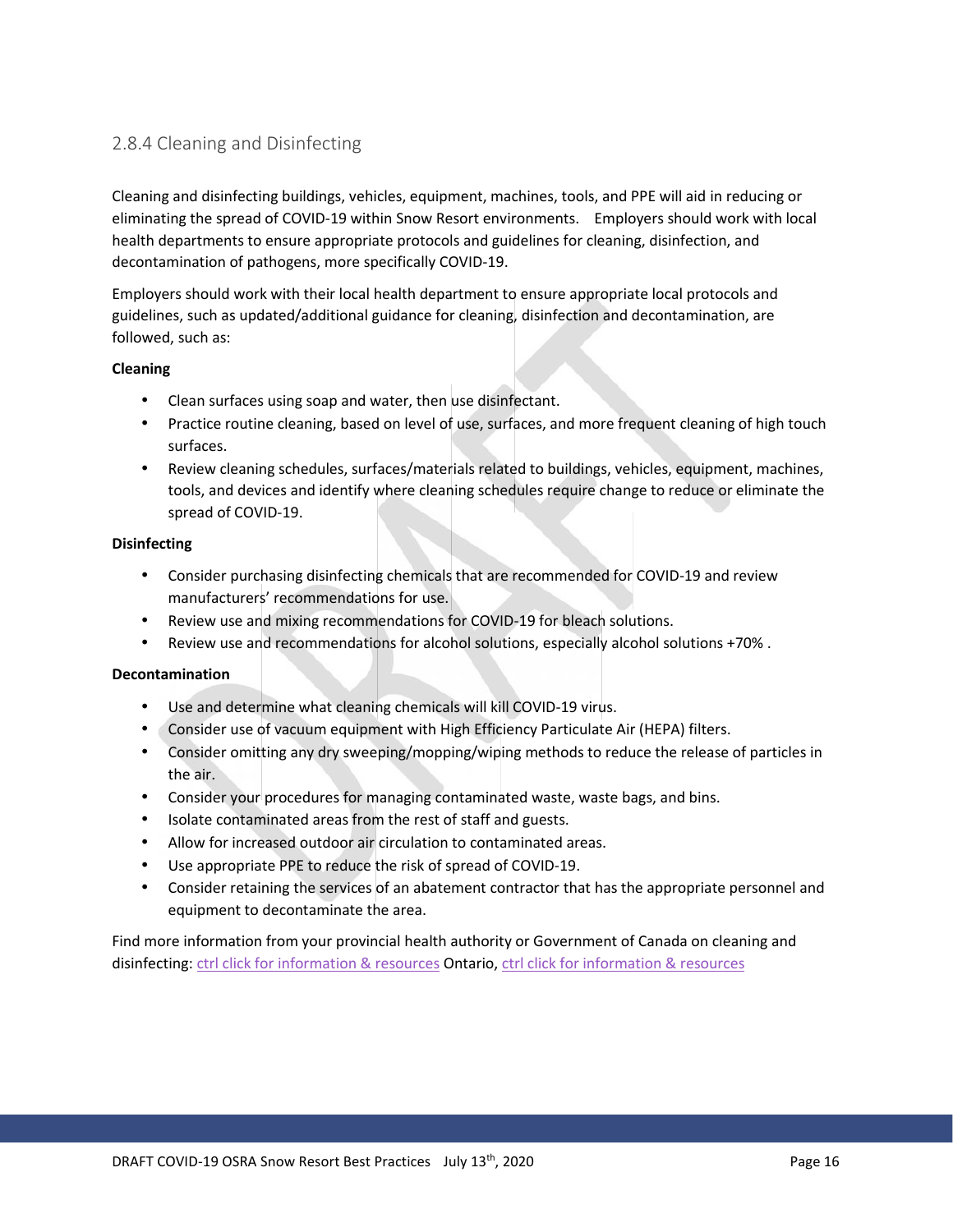## 2.8.4 Cleaning and Disinfecting

Cleaning and disinfecting buildings, vehicles, equipment, machines, tools, and PPE will aid in reducing or eliminating the spread of COVID-19 within Snow Resort environments. Employers should work with local health departments to ensure appropriate protocols and guidelines for cleaning, disinfection, and decontamination of pathogens, more specifically COVID-19.

Employers should work with their local health department to ensure appropriate local protocols and guidelines, such as updated/additional guidance for cleaning, disinfection and decontamination, are followed, such as:

**Cleaning**

- Clean surfaces using soap and water, then use disinfectant.
- Practice routine cleaning, based on level of use, surfaces, and more frequent cleaning of high touch surfaces.
- Review cleaning schedules, surfaces/materials related to buildings, vehicles, equipment, machines, tools, and devices and identify where cleaning schedules require change to reduce or eliminate the spread of COVID-19.

**Disinfecting**

- Consider purchasing disinfecting chemicals that are recommended for COVID-19 and review manufacturers' recommendations for use.
- Review use and mixing recommendations for COVID-19 for bleach solutions.
- Review use and recommendations for alcohol solutions, especially alcohol solutions +70% .

**Decontamination**

- Use and determine what cleaning chemicals will kill COVID-19 virus.
- Consider use of vacuum equipment with High Efficiency Particulate Air (HEPA) filters.
- Consider omitting any dry sweeping/mopping/wiping methods to reduce the release of particles in the air.
- Consider your procedures for managing contaminated waste, waste bags, and bins.
- Isolate contaminated areas from the rest of staff and guests.
- Allow for increased outdoor air circulation to contaminated areas.
- Use appropriate PPE to reduce the risk of spread of COVID-19.
- Consider retaining the services of an abatement contractor that has the appropriate personnel and equipment to decontaminate the area.

Find more information from your provincial health authority or Government of Canada on cleaning and disinfecting: ctrl click for information & resources Ontario, ctrl click for information & resources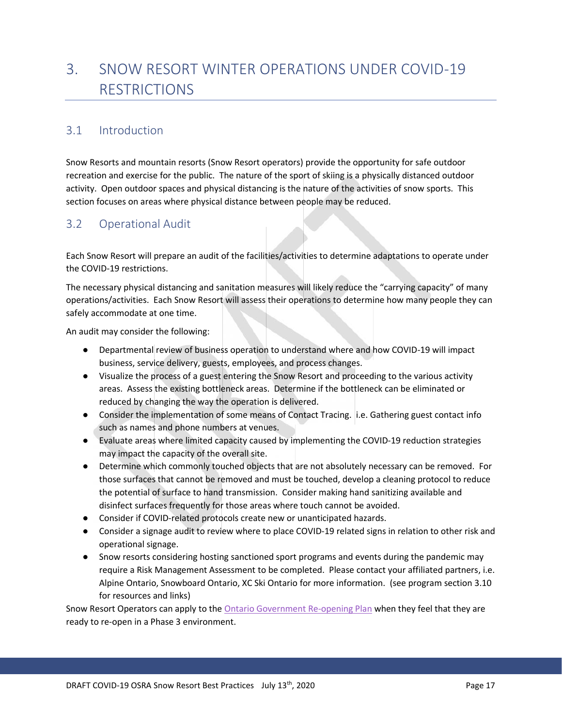# 3. SNOW RESORT WINTER OPERATIONS UNDER COVID-19 RESTRICTIONS

## 3.1 Introduction

Snow Resorts and mountain resorts (Snow Resort operators) provide the opportunity for safe outdoor recreation and exercise for the public. The nature of the sport of skiing is a physically distanced outdoor activity. Open outdoor spaces and physical distancing is the nature of the activities of snow sports. This section focuses on areas where physical distance between people may be reduced.

## 3.2 Operational Audit

Each Snow Resort will prepare an audit of the facilities/activities to determine adaptations to operate under the COVID-19 restrictions.

The necessary physical distancing and sanitation measures will likely reduce the "carrying capacity" of many operations/activities. Each Snow Resort will assess their operations to determine how many people they can safely accommodate at one time.

An audit may consider the following:

- Departmental review of business operation to understand where and how COVID-19 will impact business, service delivery, guests, employees, and process changes.
- Visualize the process of a guest entering the Snow Resort and proceeding to the various activity areas. Assess the existing bottleneck areas. Determine if the bottleneck can be eliminated or reduced by changing the way the operation is delivered.
- Consider the implementation of some means of Contact Tracing. i.e. Gathering guest contact info such as names and phone numbers at venues.
- Evaluate areas where limited capacity caused by implementing the COVID-19 reduction strategies may impact the capacity of the overall site.
- Determine which commonly touched objects that are not absolutely necessary can be removed. For those surfaces that cannot be removed and must be touched, develop a cleaning protocol to reduce the potential of surface to hand transmission. Consider making hand sanitizing available and disinfect surfaces frequently for those areas where touch cannot be avoided.
- Consider if COVID-related protocols create new or unanticipated hazards.
- Consider a signage audit to review where to place COVID-19 related signs in relation to other risk and operational signage.
- Snow resorts considering hosting sanctioned sport programs and events during the pandemic may require a Risk Management Assessment to be completed. Please contact your affiliated partners, i.e. Alpine Ontario, Snowboard Ontario, XC Ski Ontario for more information. (see program section 3.10 for resources and links)

Snow Resort Operators can apply to the Ontario Government Re-opening Plan when they feel that they are ready to re-open in a Phase 3 environment.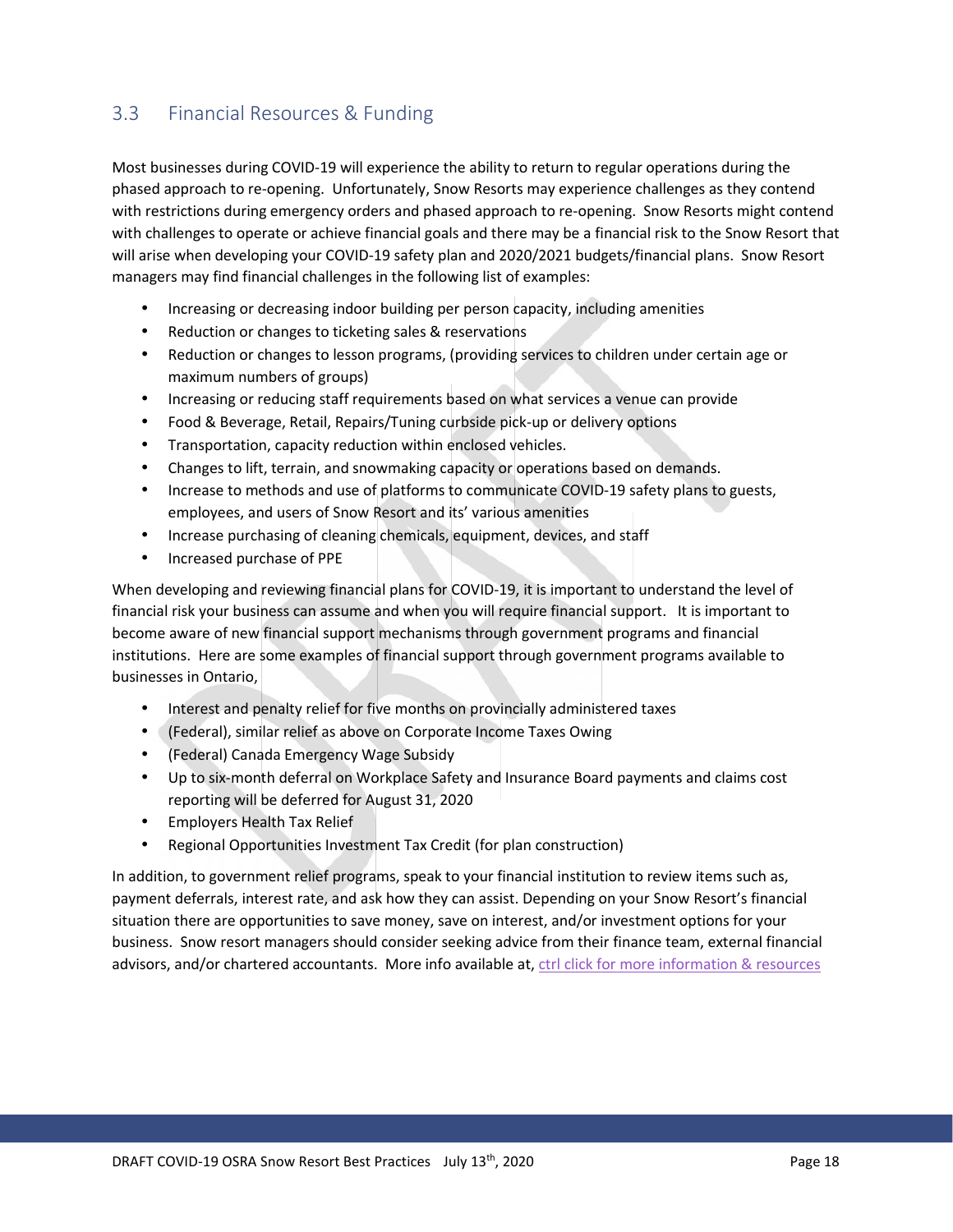## 3.3 Financial Resources & Funding

Most businesses during COVID-19 will experience the ability to return to regular operations during the phased approach to re-opening. Unfortunately, Snow Resorts may experience challenges as they contend with restrictions during emergency orders and phased approach to re-opening. Snow Resorts might contend with challenges to operate or achieve financial goals and there may be a financial risk to the Snow Resort that will arise when developing your COVID-19 safety plan and 2020/2021 budgets/financial plans. Snow Resort managers may find financial challenges in the following list of examples:

- Increasing or decreasing indoor building per person capacity, including amenities
- Reduction or changes to ticketing sales & reservations
- Reduction or changes to lesson programs, (providing services to children under certain age or maximum numbers of groups)
- Increasing or reducing staff requirements based on what services a venue can provide
- Food & Beverage, Retail, Repairs/Tuning curbside pick-up or delivery options
- Transportation, capacity reduction within enclosed vehicles.
- Changes to lift, terrain, and snowmaking capacity or operations based on demands.
- Increase to methods and use of platforms to communicate COVID-19 safety plans to guests, employees, and users of Snow Resort and its' various amenities
- Increase purchasing of cleaning chemicals, equipment, devices, and staff
- Increased purchase of PPE

When developing and reviewing financial plans for COVID-19, it is important to understand the level of financial risk your business can assume and when you will require financial support. It is important to become aware of new financial support mechanisms through government programs and financial institutions. Here are some examples of financial support through government programs available to businesses in Ontario,

- Interest and penalty relief for five months on provincially administered taxes
- (Federal), similar relief as above on Corporate Income Taxes Owing
- (Federal) Canada Emergency Wage Subsidy
- Up to six-month deferral on Workplace Safety and Insurance Board payments and claims cost reporting will be deferred for August 31, 2020
- Employers Health Tax Relief
- Regional Opportunities Investment Tax Credit (for plan construction)

In addition, to government relief programs, speak to your financial institution to review items such as, payment deferrals, interest rate, and ask how they can assist. Depending on your Snow Resort's financial situation there are opportunities to save money, save on interest, and/or investment options for your business. Snow resort managers should consider seeking advice from their finance team, external financial advisors, and/or chartered accountants. More info available at, ctrl click for more information & resources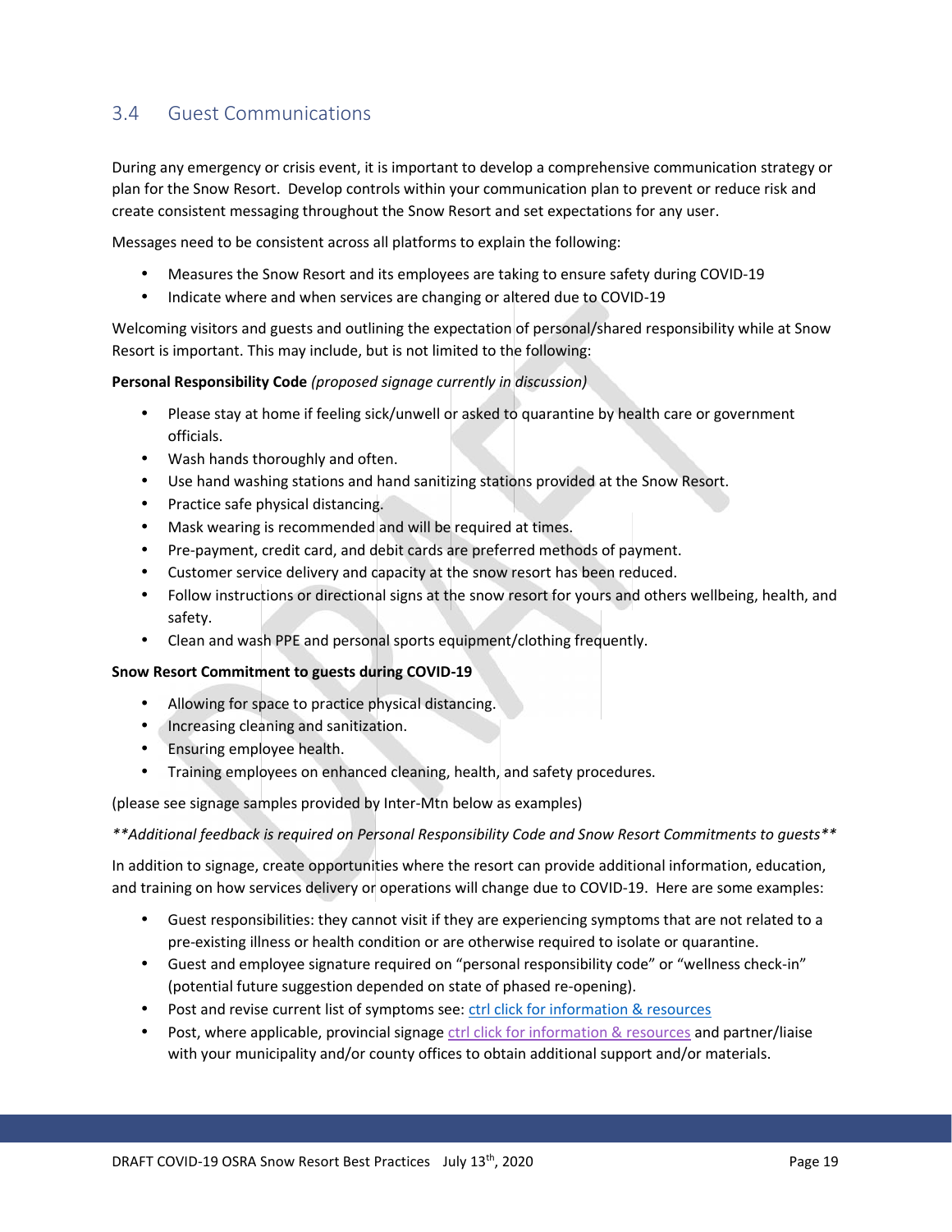## 3.4 Guest Communications

During any emergency or crisis event, it is important to develop a comprehensive communication strategy or plan for the Snow Resort. Develop controls within your communication plan to prevent or reduce risk and create consistent messaging throughout the Snow Resort and set expectations for any user.

Messages need to be consistent across all platforms to explain the following:

- Measures the Snow Resort and its employees are taking to ensure safety during COVID-19
- Indicate where and when services are changing or altered due to COVID-19

Welcoming visitors and guests and outlining the expectation of personal/shared responsibility while at Snow Resort is important. This may include, but is not limited to the following:

**Personal Responsibility Code** *(proposed signage currently in discussion)*

- Please stay at home if feeling sick/unwell or asked to quarantine by health care or government officials.
- Wash hands thoroughly and often.
- Use hand washing stations and hand sanitizing stations provided at the Snow Resort.
- Practice safe physical distancing.
- Mask wearing is recommended and will be required at times.
- Pre-payment, credit card, and debit cards are preferred methods of payment.
- Customer service delivery and capacity at the snow resort has been reduced.
- Follow instructions or directional signs at the snow resort for yours and others wellbeing, health, and safety.
- Clean and wash PPE and personal sports equipment/clothing frequently.

**Snow Resort Commitment to guests during COVID-19**

- Allowing for space to practice physical distancing.
- Increasing cleaning and sanitization.
- Ensuring employee health.
- Training employees on enhanced cleaning, health, and safety procedures.

(please see signage samples provided by Inter-Mtn below as examples)

*\*\*Additional feedback is required on Personal Responsibility Code and Snow Resort Commitments to guests\*\**

In addition to signage, create opportunities where the resort can provide additional information, education, and training on how services delivery or operations will change due to COVID-19. Here are some examples:

- Guest responsibilities: they cannot visit if they are experiencing symptoms that are not related to a pre-existing illness or health condition or are otherwise required to isolate or quarantine.
- Guest and employee signature required on "personal responsibility code" or "wellness check-in" (potential future suggestion depended on state of phased re-opening).
- Post and revise current list of symptoms see: ctrl click for information & resources
- Post, where applicable, provincial signage ctrl click for information & resources and partner/liaise with your municipality and/or county offices to obtain additional support and/or materials.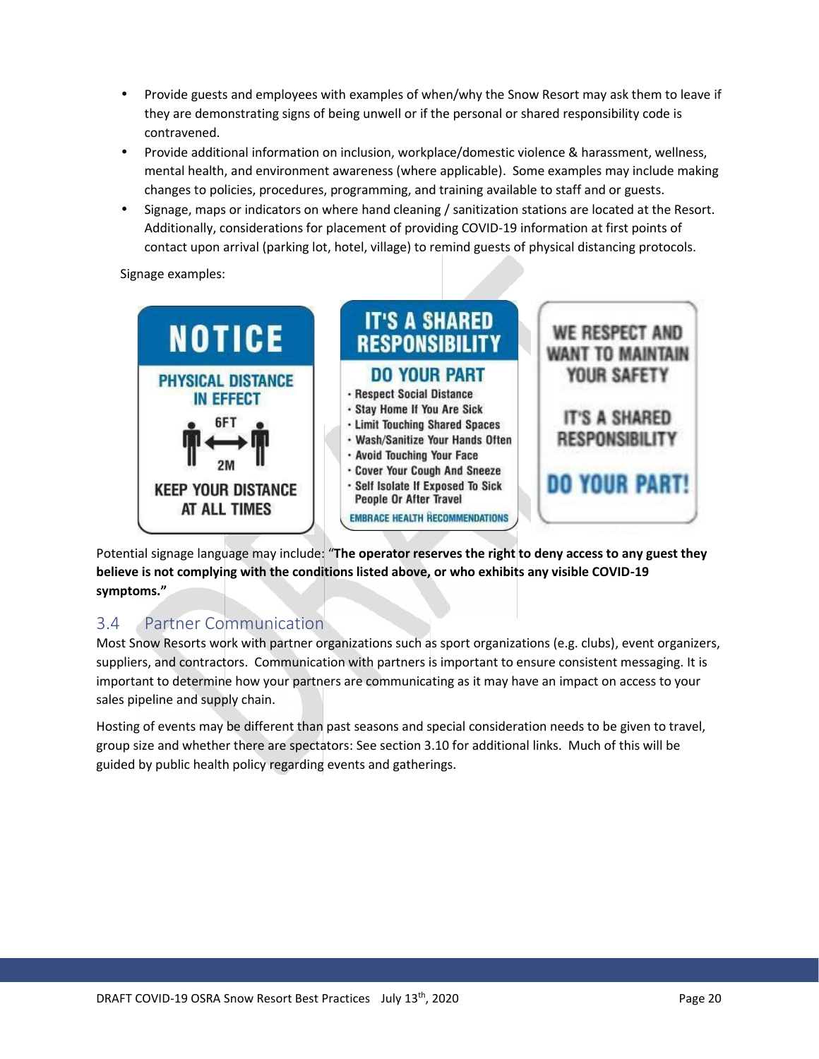- Provide guests and employees with examples of when/why the Snow Resort may ask them to leave if they are demonstrating signs of being unwell or if the personal or shared responsibility code is contravened.
- Provide additional information on inclusion, workplace/domestic violence & harassment, wellness, mental health, and environment awareness (where applicable). Some examples may include making changes to policies, procedures, programming, and training available to staff and or guests.
- Signage, maps or indicators on where hand cleaning / sanitization stations are located at the Resort. Additionally, considerations for placement of providing COVID-19 information at first points of contact upon arrival (parking lot, hotel, village) to remind guests of physical distancing protocols.

Signage examples:

Potential signage language may include: "**The operator reserves the right to deny access to any guest they believe is not complying with the conditions listed above, or who exhibits any visible COVID-19 symptoms.**"

## 3.4 Partner Communication

Most Snow Resorts work with partner organizations such as sport organizations (e.g. clubs), event organizers, suppliers, and contractors. Communication with partners is important to ensure consistent messaging. It is important to determine how your partners are communicating as it may have an impact on access to your sales pipeline and supply chain.

Hosting of events may be different than past seasons and special consideration needs to be given to travel, group size and whether there are spectators: See section 3.10 for additional links. Much of this will be guided by public health policy regarding events and gatherings.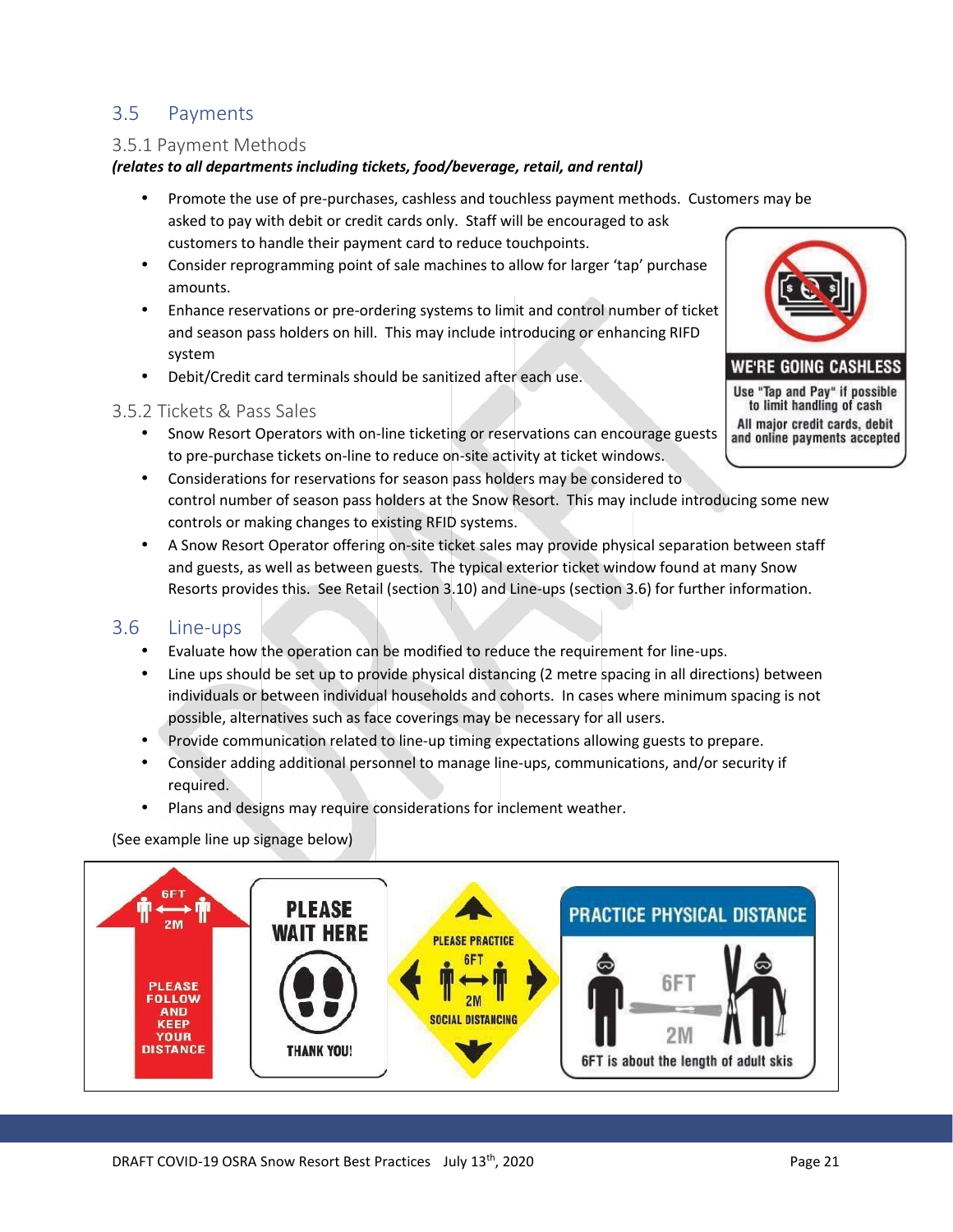## 3.5 Payments

### 3.5.1 Payment Methods

***(relates to all departments including tickets, food/beverage, retail, and rental)***

- Promote the use of pre-purchases, cashless and touchless payment methods. Customers may be asked to pay with debit or credit cards only. Staff will be encouraged to ask customers to handle their payment card to reduce touchpoints.
- Consider reprogramming point of sale machines to allow for larger 'tap' purchase amounts.
- Enhance reservations or pre-ordering systems to limit and control number of ticket and season pass holders on hill. This may include introducing or enhancing RIFD system
- Debit/Credit card terminals should be sanitized after each use.

### 3.5.2 Tickets & Pass Sales

- Snow Resort Operators with on-line ticketing or reservations can encourage guests to pre-purchase tickets on-line to reduce on-site activity at ticket windows.
- Considerations for reservations for season pass holders may be considered to control number of season pass holders at the Snow Resort. This may include introducing some new controls or making changes to existing RFID systems.
- A Snow Resort Operator offering on-site ticket sales may provide physical separation between staff and guests, as well as between guests. The typical exterior ticket window found at many Snow Resorts provides this. See Retail (section 3.10) and Line-ups (section 3.6) for further information.

## 3.6 Line-ups

- Evaluate how the operation can be modified to reduce the requirement for line-ups.
- Line ups should be set up to provide physical distancing (2 metre spacing in all directions) between individuals or between individual households and cohorts. In cases where minimum spacing is not possible, alternatives such as face coverings may be necessary for all users.
- Provide communication related to line-up timing expectations allowing guests to prepare.
- Consider adding additional personnel to manage line-ups, communications, and/or security if required.
- Plans and designs may require considerations for inclement weather.

(See example line up signage below)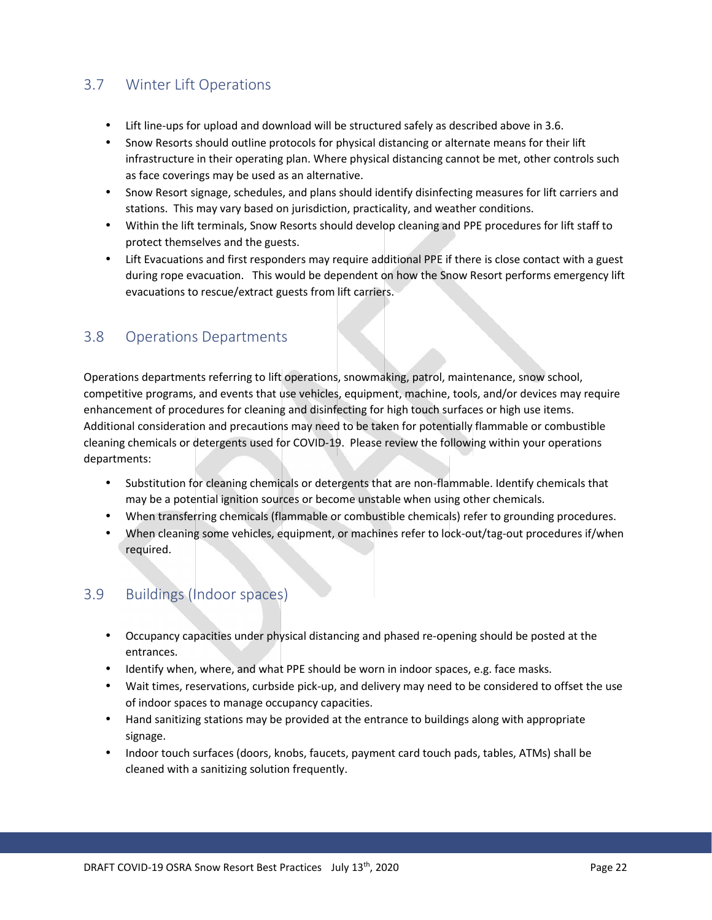## 3.7 Winter Lift Operations

- Lift line-ups for upload and download will be structured safely as described above in 3.6.
- Snow Resorts should outline protocols for physical distancing or alternate means for their lift infrastructure in their operating plan. Where physical distancing cannot be met, other controls such as face coverings may be used as an alternative.
- Snow Resort signage, schedules, and plans should identify disinfecting measures for lift carriers and stations. This may vary based on jurisdiction, practicality, and weather conditions.
- Within the lift terminals, Snow Resorts should develop cleaning and PPE procedures for lift staff to protect themselves and the guests.
- Lift Evacuations and first responders may require additional PPE if there is close contact with a guest during rope evacuation. This would be dependent on how the Snow Resort performs emergency lift evacuations to rescue/extract guests from lift carriers.

## 3.8 Operations Departments

Operations departments referring to lift operations, snowmaking, patrol, maintenance, snow school, competitive programs, and events that use vehicles, equipment, machine, tools, and/or devices may require enhancement of procedures for cleaning and disinfecting for high touch surfaces or high use items. Additional consideration and precautions may need to be taken for potentially flammable or combustible cleaning chemicals or detergents used for COVID-19. Please review the following within your operations departments:

- Substitution for cleaning chemicals or detergents that are non-flammable. Identify chemicals that may be a potential ignition sources or become unstable when using other chemicals.
- When transferring chemicals (flammable or combustible chemicals) refer to grounding procedures.
- When cleaning some vehicles, equipment, or machines refer to lock-out/tag-out procedures if/when required.

## 3.9 Buildings (Indoor spaces)

- Occupancy capacities under physical distancing and phased re-opening should be posted at the entrances.
- Identify when, where, and what PPE should be worn in indoor spaces, e.g. face masks.
- Wait times, reservations, curbside pick-up, and delivery may need to be considered to offset the use of indoor spaces to manage occupancy capacities.
- Hand sanitizing stations may be provided at the entrance to buildings along with appropriate signage.
- Indoor touch surfaces (doors, knobs, faucets, payment card touch pads, tables, ATMs) shall be cleaned with a sanitizing solution frequently.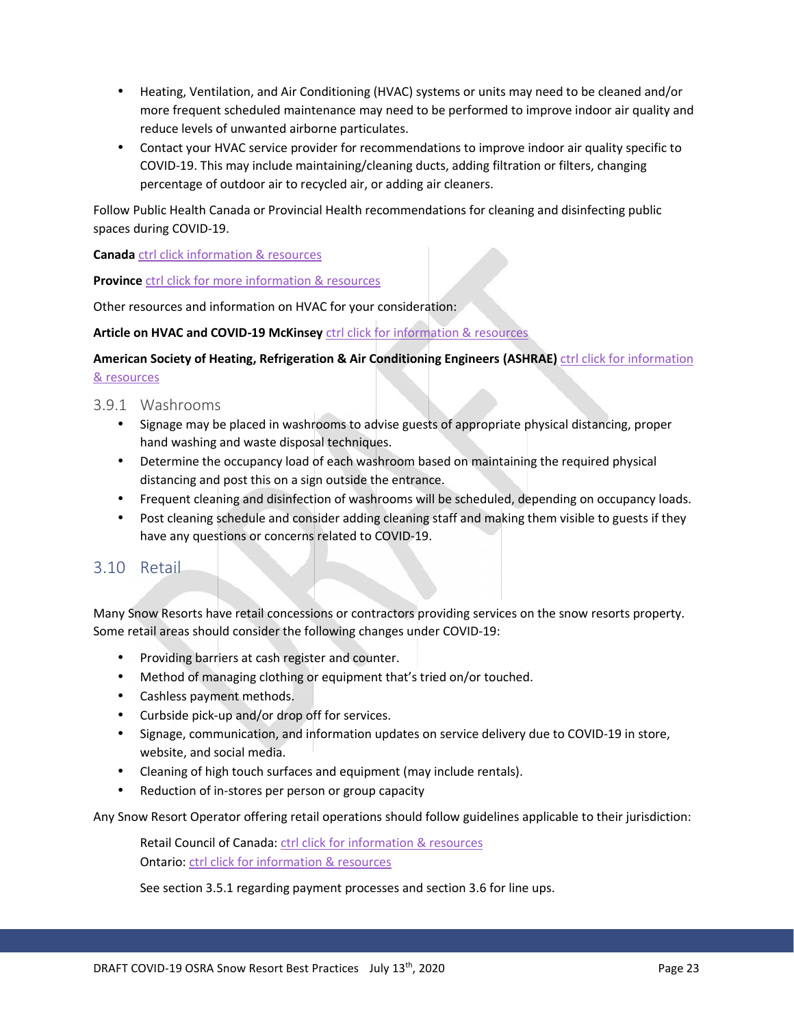- Heating, Ventilation, and Air Conditioning (HVAC) systems or units may need to be cleaned and/or more frequent scheduled maintenance may need to be performed to improve indoor air quality and reduce levels of unwanted airborne particulates.
- Contact your HVAC service provider for recommendations to improve indoor air quality specific to COVID-19. This may include maintaining/cleaning ducts, adding filtration or filters, changing percentage of outdoor air to recycled air, or adding air cleaners.

Follow Public Health Canada or Provincial Health recommendations for cleaning and disinfecting public spaces during COVID-19.

**Canada** ctrl click information & resources

**Province** ctrl click for more information & resources

Other resources and information on HVAC for your consideration:

**Article on HVAC and COVID-19 McKinsey** ctrl click for information & resources

**American Society of Heating, Refrigeration & Air Conditioning Engineers (ASHRAE)** ctrl click for information & resources

### 3.9.1 Washrooms

- Signage may be placed in washrooms to advise guests of appropriate physical distancing, proper hand washing and waste disposal techniques.
- Determine the occupancy load of each washroom based on maintaining the required physical distancing and post this on a sign outside the entrance.
- Frequent cleaning and disinfection of washrooms will be scheduled, depending on occupancy loads.
- Post cleaning schedule and consider adding cleaning staff and making them visible to guests if they have any questions or concerns related to COVID-19.

## 3.10 Retail

Many Snow Resorts have retail concessions or contractors providing services on the snow resorts property. Some retail areas should consider the following changes under COVID-19:

- Providing barriers at cash register and counter.
- Method of managing clothing or equipment that's tried on/or touched.
- Cashless payment methods.
- Curbside pick-up and/or drop off for services.
- Signage, communication, and information updates on service delivery due to COVID-19 in store, website, and social media.
- Cleaning of high touch surfaces and equipment (may include rentals).
- Reduction of in-stores per person or group capacity

Any Snow Resort Operator offering retail operations should follow guidelines applicable to their jurisdiction:

Retail Council of Canada: ctrl click for information & resources
Ontario: ctrl click for information & resources

See section 3.5.1 regarding payment processes and section 3.6 for line ups.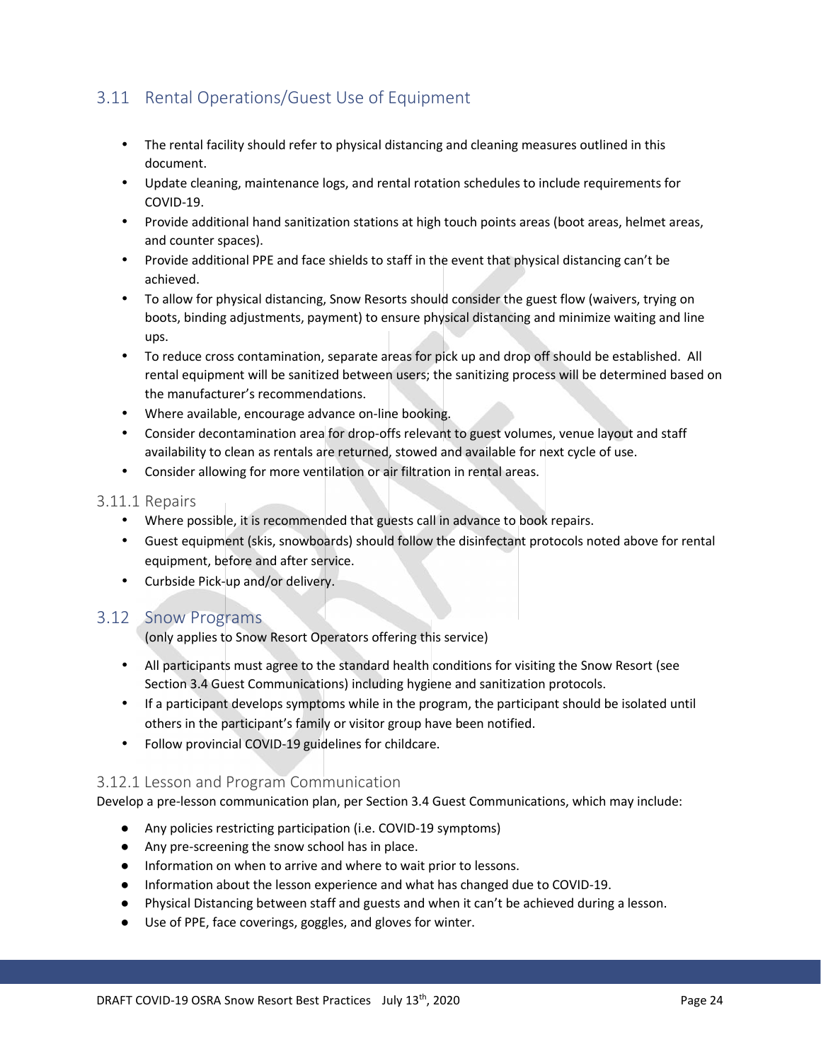## 3.11 Rental Operations/Guest Use of Equipment

- The rental facility should refer to physical distancing and cleaning measures outlined in this document.
- Update cleaning, maintenance logs, and rental rotation schedules to include requirements for COVID-19.
- Provide additional hand sanitization stations at high touch points areas (boot areas, helmet areas, and counter spaces).
- Provide additional PPE and face shields to staff in the event that physical distancing can't be achieved.
- To allow for physical distancing, Snow Resorts should consider the guest flow (waivers, trying on boots, binding adjustments, payment) to ensure physical distancing and minimize waiting and line ups.
- To reduce cross contamination, separate areas for pick up and drop off should be established. All rental equipment will be sanitized between users; the sanitizing process will be determined based on the manufacturer's recommendations.
- Where available, encourage advance on-line booking.
- Consider decontamination area for drop-offs relevant to guest volumes, venue layout and staff availability to clean as rentals are returned, stowed and available for next cycle of use.
- Consider allowing for more ventilation or air filtration in rental areas.

### 3.11.1 Repairs

- Where possible, it is recommended that guests call in advance to book repairs.
- Guest equipment (skis, snowboards) should follow the disinfectant protocols noted above for rental equipment, before and after service.
- Curbside Pick-up and/or delivery.

## 3.12 Snow Programs

(only applies to Snow Resort Operators offering this service)

- All participants must agree to the standard health conditions for visiting the Snow Resort (see Section 3.4 Guest Communications) including hygiene and sanitization protocols.
- If a participant develops symptoms while in the program, the participant should be isolated until others in the participant's family or visitor group have been notified.
- Follow provincial COVID-19 guidelines for childcare.

### 3.12.1 Lesson and Program Communication

Develop a pre-lesson communication plan, per Section 3.4 Guest Communications, which may include:

- Any policies restricting participation (i.e. COVID-19 symptoms)
- Any pre-screening the snow school has in place.
- Information on when to arrive and where to wait prior to lessons.
- Information about the lesson experience and what has changed due to COVID-19.
- Physical Distancing between staff and guests and when it can't be achieved during a lesson.
- Use of PPE, face coverings, goggles, and gloves for winter.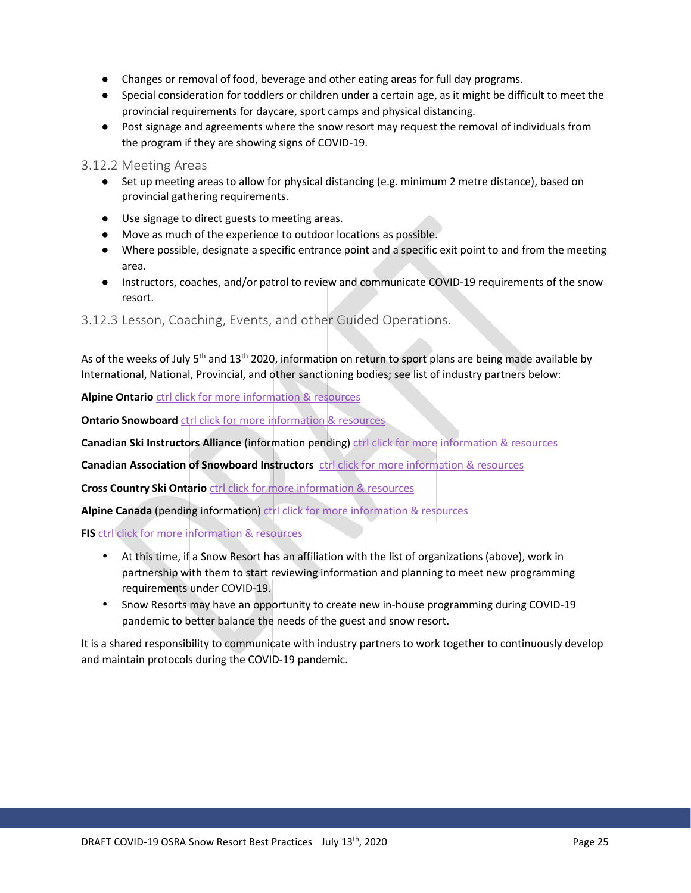- Changes or removal of food, beverage and other eating areas for full day programs.
- Special consideration for toddlers or children under a certain age, as it might be difficult to meet the provincial requirements for daycare, sport camps and physical distancing.
- Post signage and agreements where the snow resort may request the removal of individuals from the program if they are showing signs of COVID-19.

### 3.12.2 Meeting Areas

- Set up meeting areas to allow for physical distancing (e.g. minimum 2 metre distance), based on provincial gathering requirements.
- Use signage to direct guests to meeting areas.
- Move as much of the experience to outdoor locations as possible.
- Where possible, designate a specific entrance point and a specific exit point to and from the meeting area.
- Instructors, coaches, and/or patrol to review and communicate COVID-19 requirements of the snow resort.

### 3.12.3 Lesson, Coaching, Events, and other Guided Operations.

As of the weeks of July 5th and 13th 2020, information on return to sport plans are being made available by International, National, Provincial, and other sanctioning bodies; see list of industry partners below:

**Alpine Ontario** ctrl click for more information & resources

**Ontario Snowboard** ctrl click for more information & resources

**Canadian Ski Instructors Alliance** (information pending) ctrl click for more information & resources

**Canadian Association of Snowboard Instructors** ctrl click for more information & resources

**Cross Country Ski Ontario** ctrl click for more information & resources

**Alpine Canada** (pending information) ctrl click for more information & resources

**FIS** ctrl click for more information & resources

- At this time, if a Snow Resort has an affiliation with the list of organizations (above), work in partnership with them to start reviewing information and planning to meet new programming requirements under COVID-19.
- Snow Resorts may have an opportunity to create new in-house programming during COVID-19 pandemic to better balance the needs of the guest and snow resort.

It is a shared responsibility to communicate with industry partners to work together to continuously develop and maintain protocols during the COVID-19 pandemic.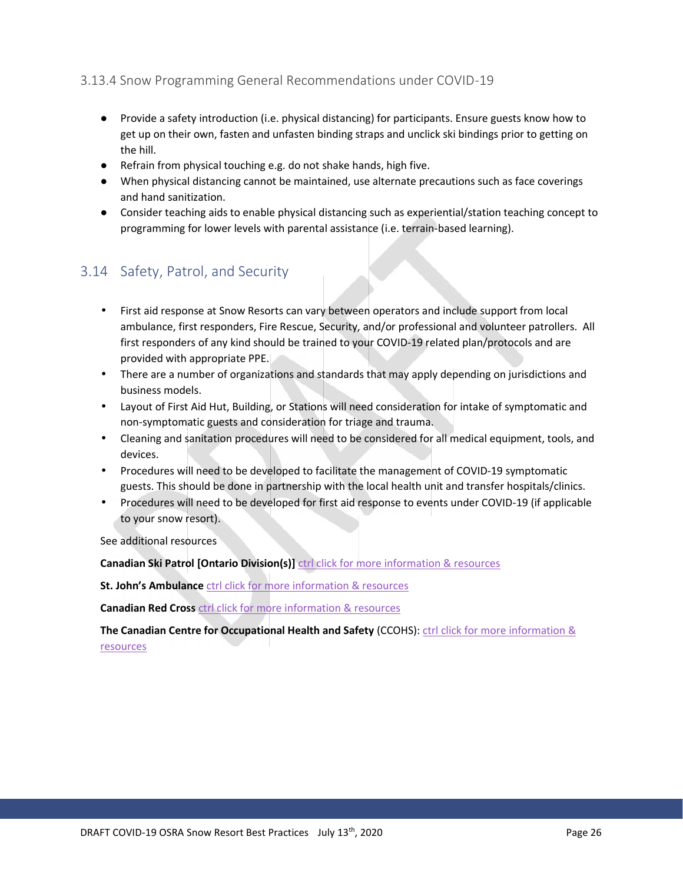### 3.13.4 Snow Programming General Recommendations under COVID-19

- Provide a safety introduction (i.e. physical distancing) for participants. Ensure guests know how to get up on their own, fasten and unfasten binding straps and unclick ski bindings prior to getting on the hill.
- Refrain from physical touching e.g. do not shake hands, high five.
- When physical distancing cannot be maintained, use alternate precautions such as face coverings and hand sanitization.
- Consider teaching aids to enable physical distancing such as experiential/station teaching concept to programming for lower levels with parental assistance (i.e. terrain-based learning).

## 3.14 Safety, Patrol, and Security

- First aid response at Snow Resorts can vary between operators and include support from local ambulance, first responders, Fire Rescue, Security, and/or professional and volunteer patrollers. All first responders of any kind should be trained to your COVID-19 related plan/protocols and are provided with appropriate PPE.
- There are a number of organizations and standards that may apply depending on jurisdictions and business models.
- Layout of First Aid Hut, Building, or Stations will need consideration for intake of symptomatic and non-symptomatic guests and consideration for triage and trauma.
- Cleaning and sanitation procedures will need to be considered for all medical equipment, tools, and devices.
- Procedures will need to be developed to facilitate the management of COVID-19 symptomatic guests. This should be done in partnership with the local health unit and transfer hospitals/clinics.
- Procedures will need to be developed for first aid response to events under COVID-19 (if applicable to your snow resort).

See additional resources

**Canadian Ski Patrol [Ontario Division(s)]** ctrl click for more information & resources

**St. John's Ambulance** ctrl click for more information & resources

**Canadian Red Cross** ctrl click for more information & resources

**The Canadian Centre for Occupational Health and Safety** (CCOHS): ctrl click for more information & resources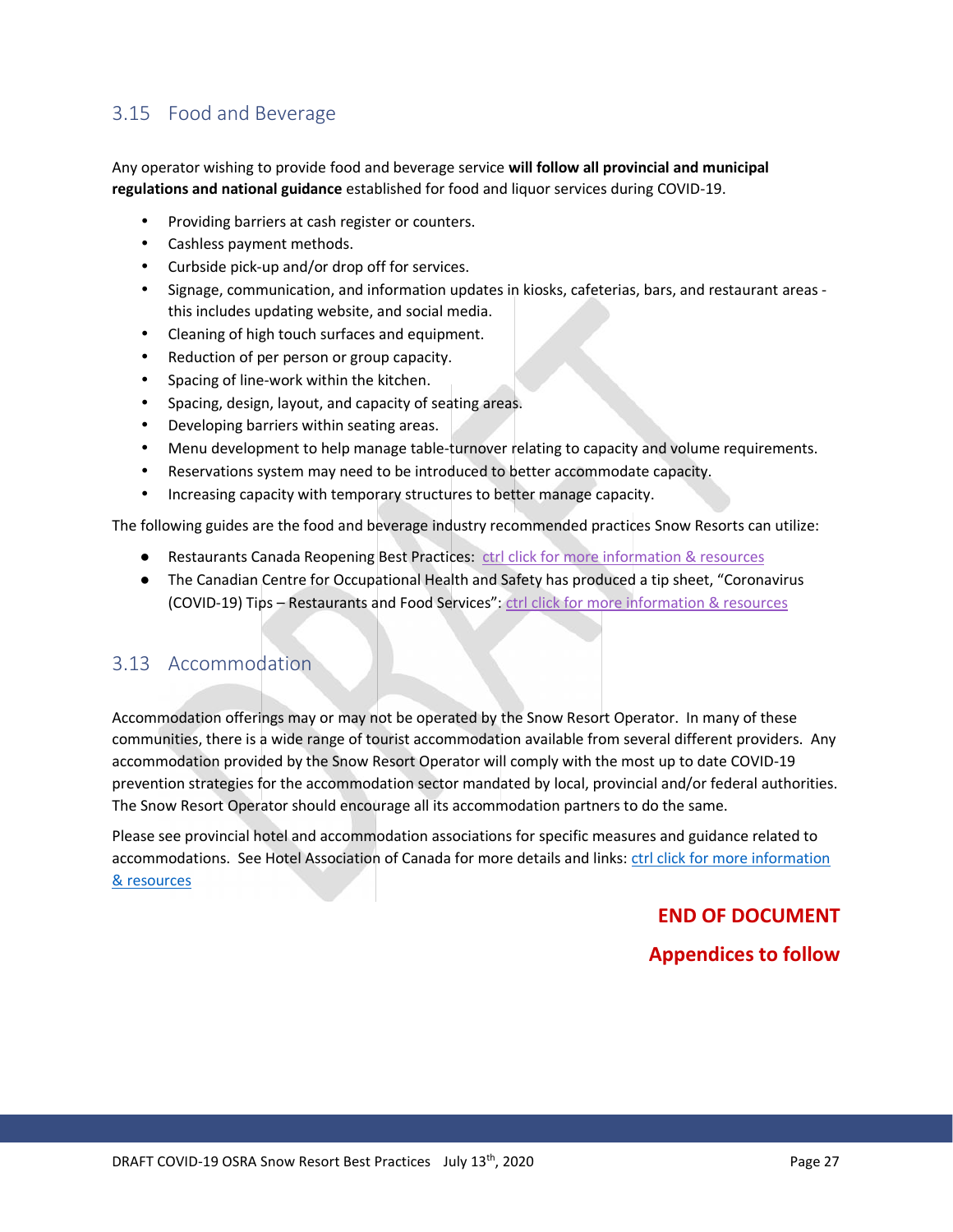## 3.15 Food and Beverage

Any operator wishing to provide food and beverage service **will follow all provincial and municipal regulations and national guidance** established for food and liquor services during COVID-19.

- Providing barriers at cash register or counters.
- Cashless payment methods.
- Curbside pick-up and/or drop off for services.
- Signage, communication, and information updates in kiosks, cafeterias, bars, and restaurant areas - this includes updating website, and social media.
- Cleaning of high touch surfaces and equipment.
- Reduction of per person or group capacity.
- Spacing of line-work within the kitchen.
- Spacing, design, layout, and capacity of seating areas.
- Developing barriers within seating areas.
- Menu development to help manage table-turnover relating to capacity and volume requirements.
- Reservations system may need to be introduced to better accommodate capacity.
- Increasing capacity with temporary structures to better manage capacity.

The following guides are the food and beverage industry recommended practices Snow Resorts can utilize:

- Restaurants Canada Reopening Best Practices: ctrl click for more information & resources
- The Canadian Centre for Occupational Health and Safety has produced a tip sheet, "Coronavirus (COVID-19) Tips – Restaurants and Food Services": ctrl click for more information & resources

## 3.13 Accommodation

Accommodation offerings may or may not be operated by the Snow Resort Operator. In many of these communities, there is a wide range of tourist accommodation available from several different providers. Any accommodation provided by the Snow Resort Operator will comply with the most up to date COVID-19 prevention strategies for the accommodation sector mandated by local, provincial and/or federal authorities. The Snow Resort Operator should encourage all its accommodation partners to do the same.

Please see provincial hotel and accommodation associations for specific measures and guidance related to accommodations. See Hotel Association of Canada for more details and links: ctrl click for more information & resources

**END OF DOCUMENT**

**Appendices to follow**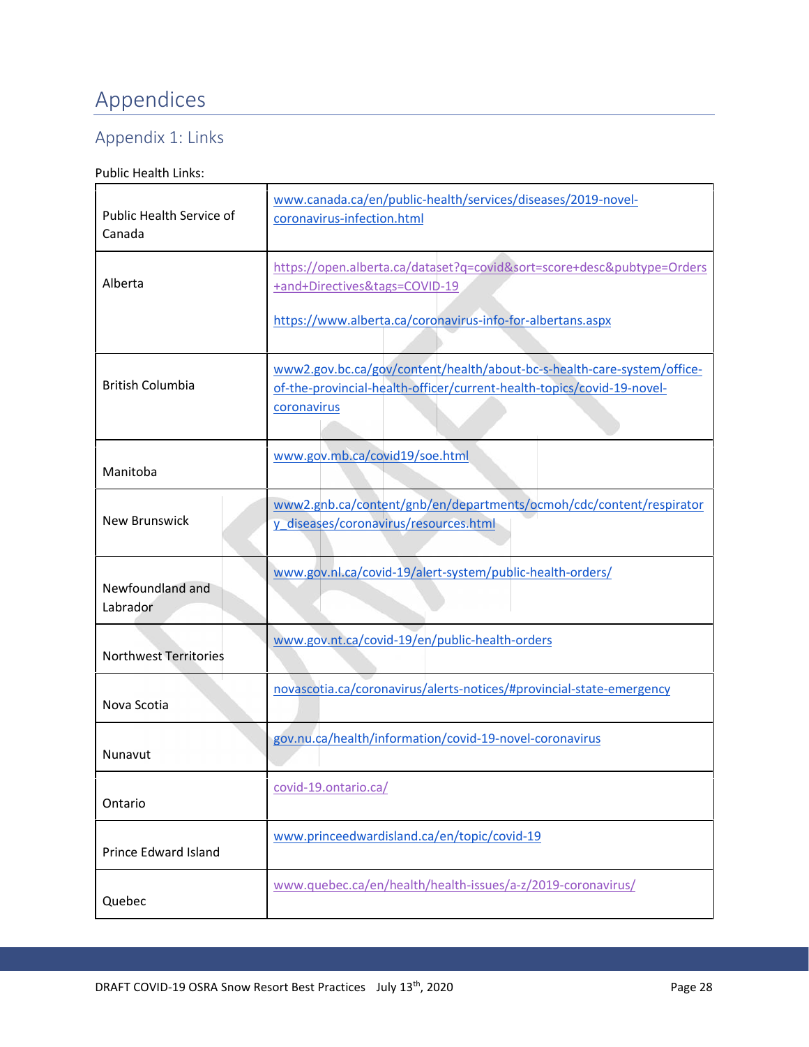# Appendices

## Appendix 1: Links

Public Health Links:

| | |
|---|---|
| Public Health Service of Canada | www.canada.ca/en/public-health/services/diseases/2019-novel-coronavirus-infection.html |
| Alberta | https://open.alberta.ca/dataset?q=covid&sort=score+desc&pubtype=Orders+and+Directives&tags=COVID-19<br><br>https://www.alberta.ca/coronavirus-info-for-albertans.aspx |
| British Columbia | www2.gov.bc.ca/gov/content/health/about-bc-s-health-care-system/office-of-the-provincial-health-officer/current-health-topics/covid-19-novel-coronavirus |
| Manitoba | www.gov.mb.ca/covid19/soe.html |
| New Brunswick | www2.gnb.ca/content/gnb/en/departments/ocmoh/cdc/content/respiratory_diseases/coronavirus/resources.html |
| Newfoundland and Labrador | www.gov.nl.ca/covid-19/alert-system/public-health-orders/ |
| Northwest Territories | www.gov.nt.ca/covid-19/en/public-health-orders |
| Nova Scotia | novascotia.ca/coronavirus/alerts-notices/#provincial-state-emergency |
| Nunavut | gov.nu.ca/health/information/covid-19-novel-coronavirus |
| Ontario | covid-19.ontario.ca/ |
| Prince Edward Island | www.princeedwardisland.ca/en/topic/covid-19 |
| Quebec | www.quebec.ca/en/health/health-issues/a-z/2019-coronavirus/ |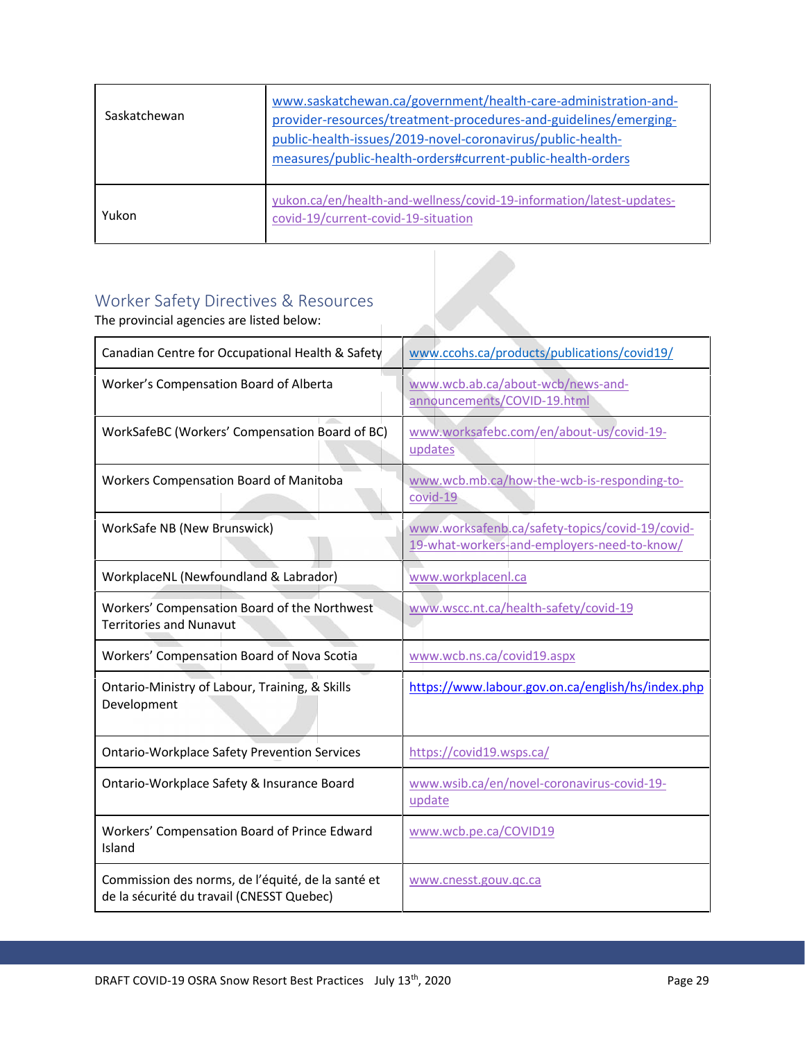| Saskatchewan | www.saskatchewan.ca/government/health-care-administration-and-provider-resources/treatment-procedures-and-guidelines/emerging-public-health-issues/2019-novel-coronavirus/public-health-measures/public-health-orders#current-public-health-orders |
|---|---|
| Yukon | yukon.ca/en/health-and-wellness/covid-19-information/latest-updates-covid-19/current-covid-19-situation |

## Worker Safety Directives & Resources

The provincial agencies are listed below:

| Canadian Centre for Occupational Health & Safety | www.ccohs.ca/products/publications/covid19/ |
|---|---|
| Worker's Compensation Board of Alberta | www.wcb.ab.ca/about-wcb/news-and-announcements/COVID-19.html |
| WorkSafeBC (Workers' Compensation Board of BC) | www.worksafebc.com/en/about-us/covid-19-updates |
| Workers Compensation Board of Manitoba | www.wcb.mb.ca/how-the-wcb-is-responding-to-covid-19 |
| WorkSafe NB (New Brunswick) | www.worksafenb.ca/safety-topics/covid-19/covid-19-what-workers-and-employers-need-to-know/ |
| WorkplaceNL (Newfoundland & Labrador) | www.workplacenl.ca |
| Workers' Compensation Board of the Northwest Territories and Nunavut | www.wscc.nt.ca/health-safety/covid-19 |
| Workers' Compensation Board of Nova Scotia | www.wcb.ns.ca/covid19.aspx |
| Ontario-Ministry of Labour, Training, & Skills Development | https://www.labour.gov.on.ca/english/hs/index.php |
| Ontario-Workplace Safety Prevention Services | https://covid19.wsps.ca/ |
| Ontario-Workplace Safety & Insurance Board | www.wsib.ca/en/novel-coronavirus-covid-19-update |
| Workers' Compensation Board of Prince Edward Island | www.wcb.pe.ca/COVID19 |
| Commission des norms, de l'équité, de la santé et de la sécurité du travail (CNESST Quebec) | www.cnesst.gouv.qc.ca |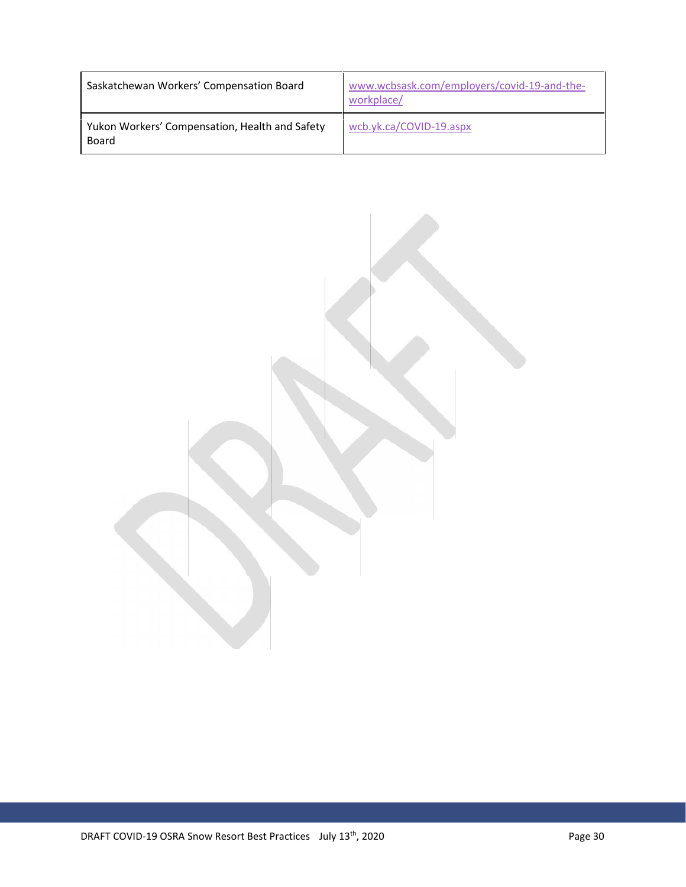| | |
|---|---|
| Saskatchewan Workers' Compensation Board | www.wcbsask.com/employers/covid-19-and-the-workplace/ |
| Yukon Workers' Compensation, Health and Safety Board | wcb.yk.ca/COVID-19.aspx |